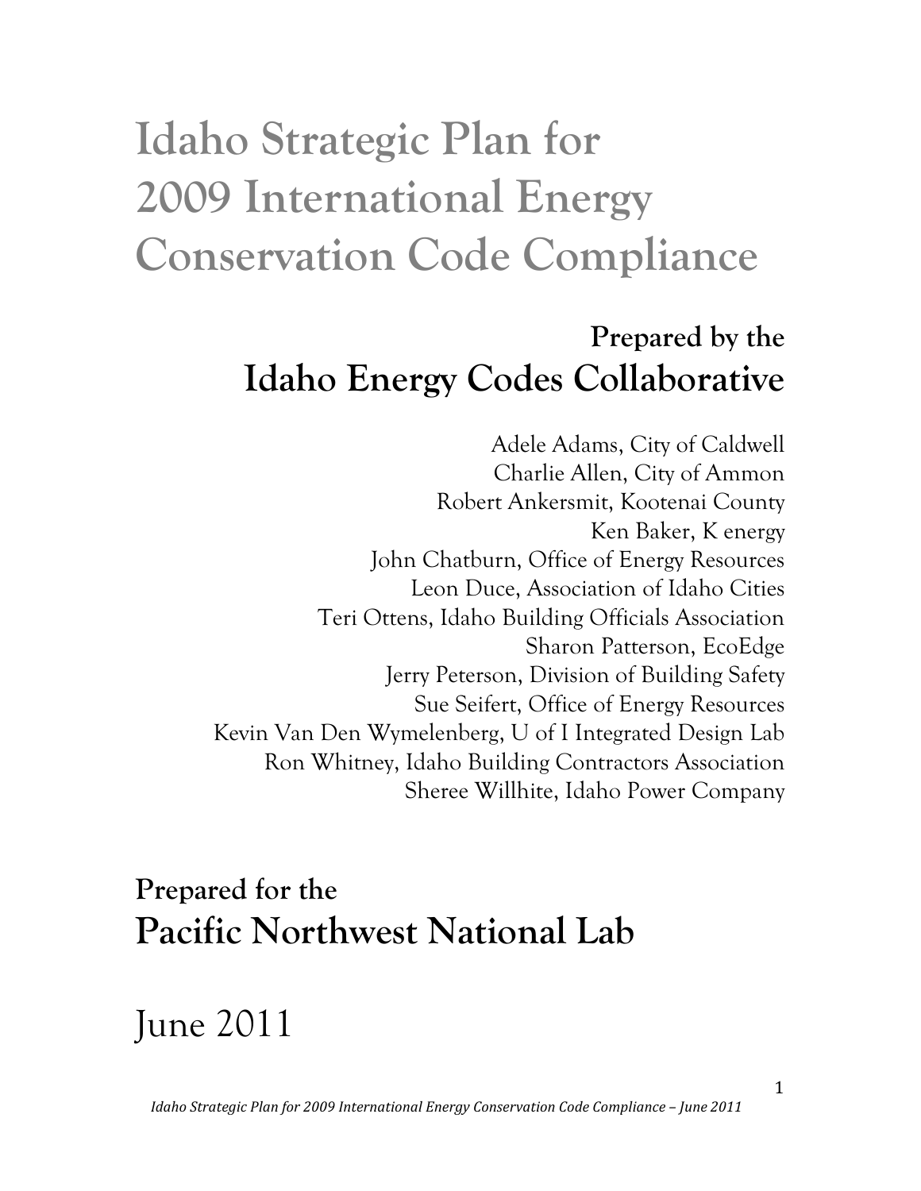# Idaho Strategic Plan for 2009 International Energy Conservation Code Compliance

**Prepared by the**

## Idaho Energy Codes Collaborative

Adele Adams, City of Caldwell
Charlie Allen, City of Ammon
Robert Ankersmit, Kootenai County
Ken Baker, K energy
John Chatburn, Office of Energy Resources
Leon Duce, Association of Idaho Cities
Teri Ottens, Idaho Building Officials Association
Sharon Patterson, EcoEdge
Jerry Peterson, Division of Building Safety
Sue Seifert, Office of Energy Resources
Kevin Van Den Wymelenberg, U of I Integrated Design Lab
Ron Whitney, Idaho Building Contractors Association
Sheree Willhite, Idaho Power Company

**Prepared for the**

## Pacific Northwest National Lab

June 2011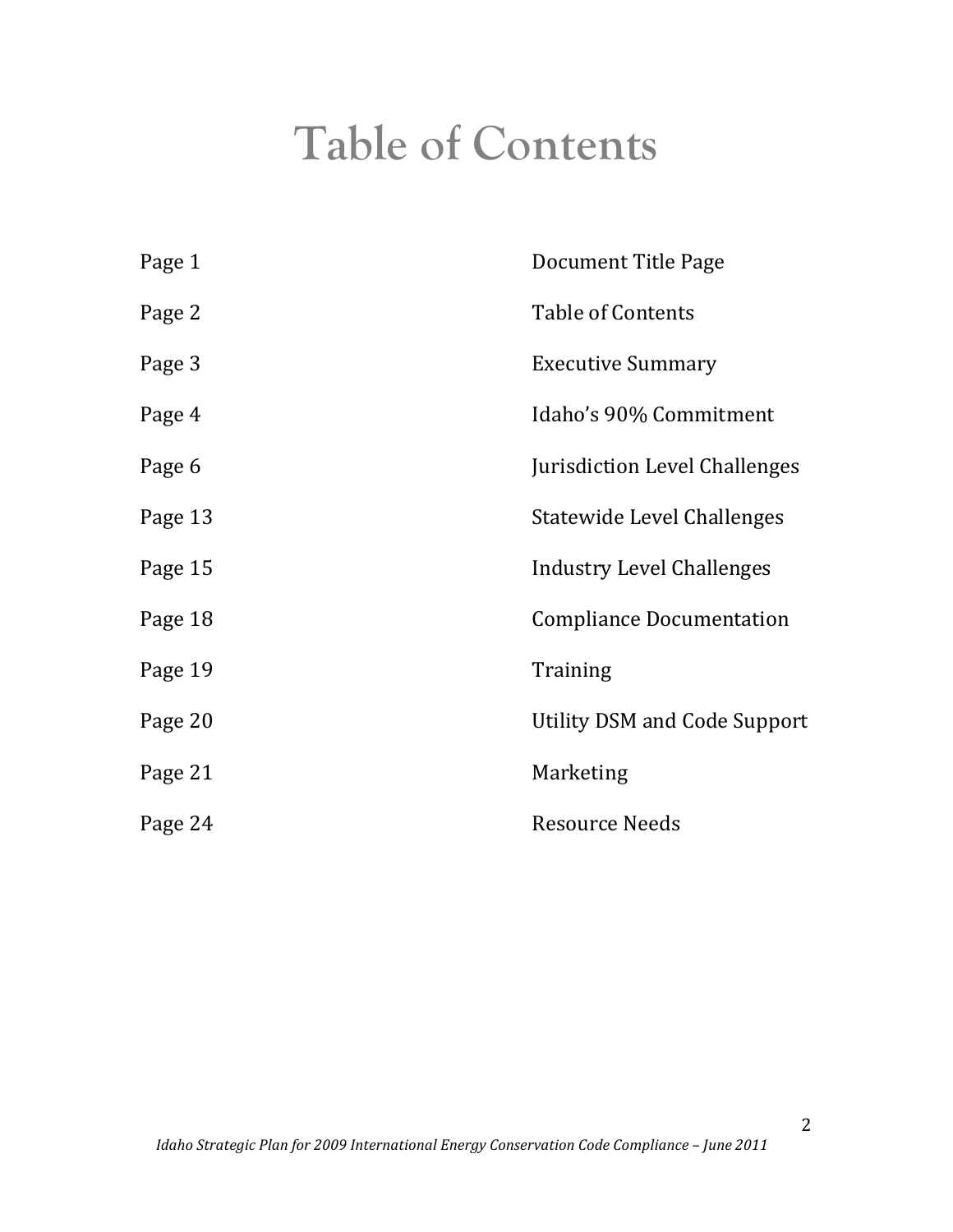# Table of Contents

| | |
|---|---|
| Page 1 | Document Title Page |
| Page 2 | Table of Contents |
| Page 3 | Executive Summary |
| Page 4 | Idaho's 90% Commitment |
| Page 6 | Jurisdiction Level Challenges |
| Page 13 | Statewide Level Challenges |
| Page 15 | Industry Level Challenges |
| Page 18 | Compliance Documentation |
| Page 19 | Training |
| Page 20 | Utility DSM and Code Support |
| Page 21 | Marketing |
| Page 24 | Resource Needs |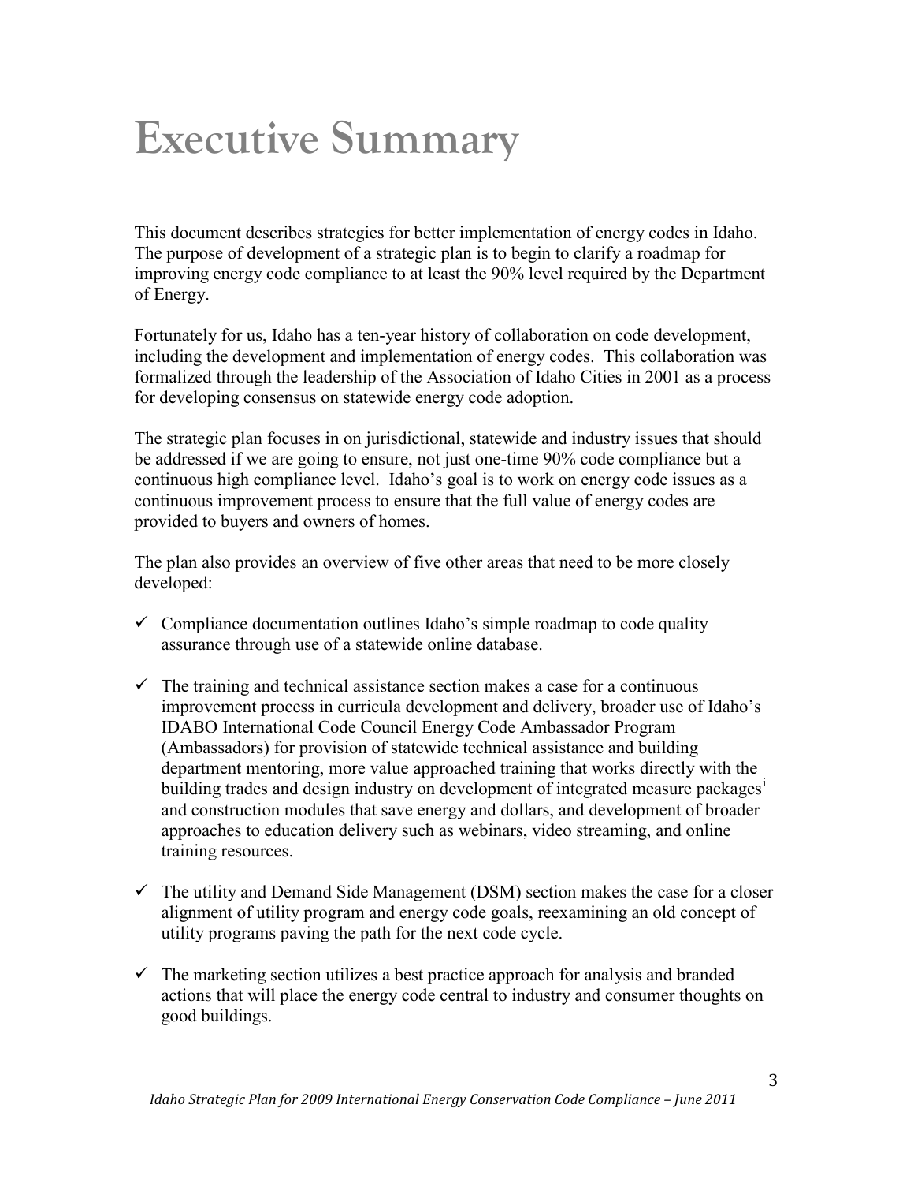# Executive Summary

This document describes strategies for better implementation of energy codes in Idaho. The purpose of development of a strategic plan is to begin to clarify a roadmap for improving energy code compliance to at least the 90% level required by the Department of Energy.

Fortunately for us, Idaho has a ten-year history of collaboration on code development, including the development and implementation of energy codes. This collaboration was formalized through the leadership of the Association of Idaho Cities in 2001 as a process for developing consensus on statewide energy code adoption.

The strategic plan focuses in on jurisdictional, statewide and industry issues that should be addressed if we are going to ensure, not just one-time 90% code compliance but a continuous high compliance level. Idaho's goal is to work on energy code issues as a continuous improvement process to ensure that the full value of energy codes are provided to buyers and owners of homes.

The plan also provides an overview of five other areas that need to be more closely developed:

- ✓ Compliance documentation outlines Idaho's simple roadmap to code quality assurance through use of a statewide online database.
- ✓ The training and technical assistance section makes a case for a continuous improvement process in curricula development and delivery, broader use of Idaho's IDABO International Code Council Energy Code Ambassador Program (Ambassadors) for provision of statewide technical assistance and building department mentoring, more value approached training that works directly with the building trades and design industry on development of integrated measure packages[i] and construction modules that save energy and dollars, and development of broader approaches to education delivery such as webinars, video streaming, and online training resources.
- ✓ The utility and Demand Side Management (DSM) section makes the case for a closer alignment of utility program and energy code goals, reexamining an old concept of utility programs paving the path for the next code cycle.
- ✓ The marketing section utilizes a best practice approach for analysis and branded actions that will place the energy code central to industry and consumer thoughts on good buildings.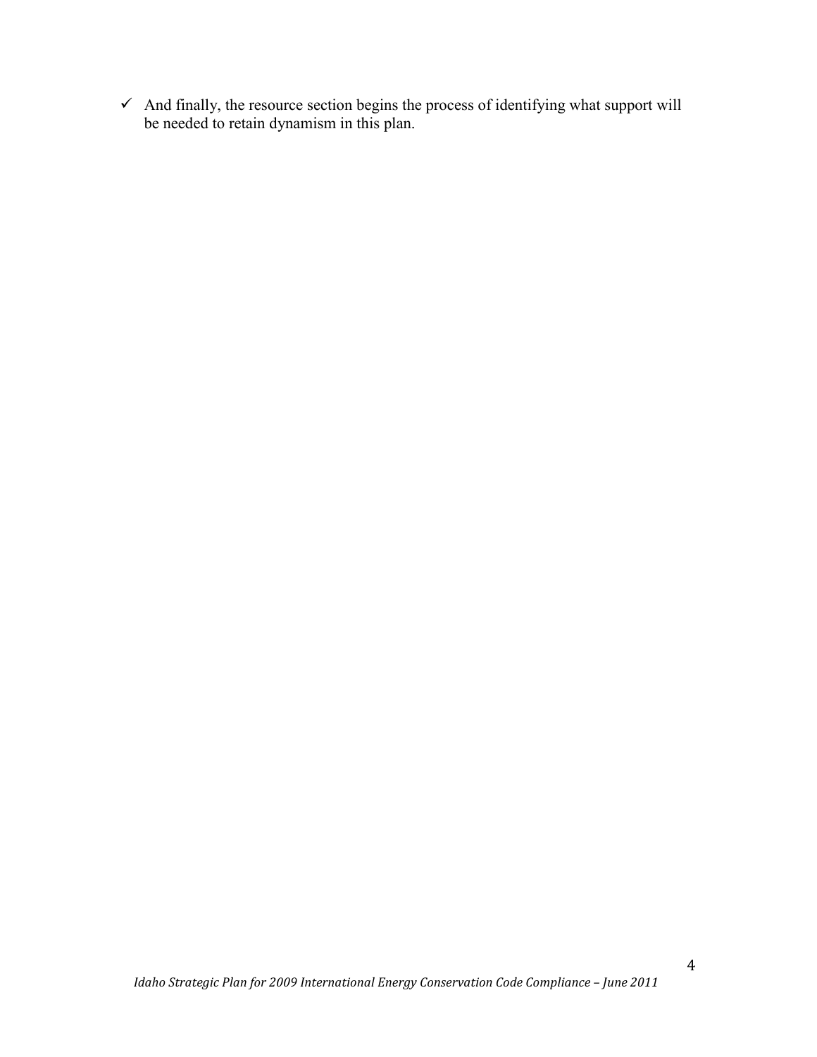- ✓ And finally, the resource section begins the process of identifying what support will be needed to retain dynamism in this plan.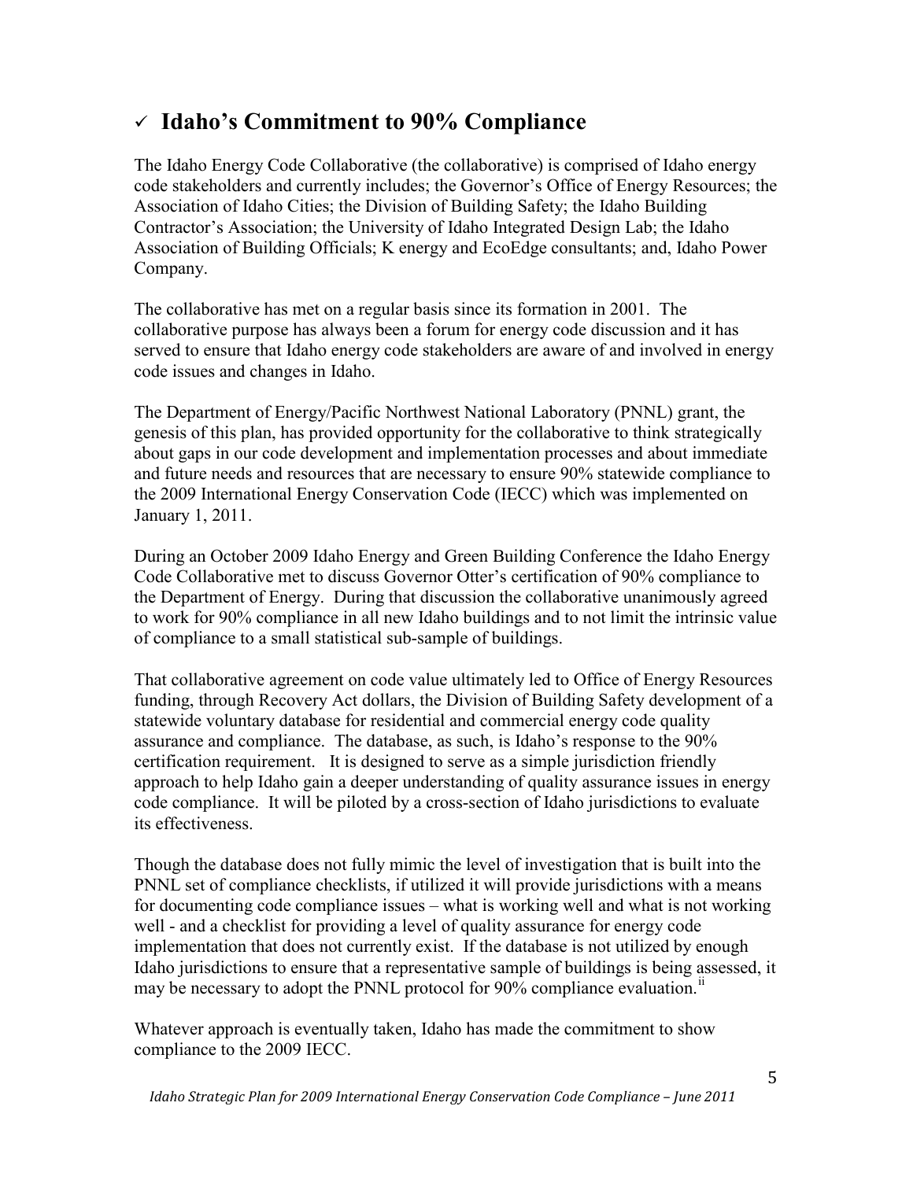## ✓ Idaho's Commitment to 90% Compliance

The Idaho Energy Code Collaborative (the collaborative) is comprised of Idaho energy code stakeholders and currently includes; the Governor's Office of Energy Resources; the Association of Idaho Cities; the Division of Building Safety; the Idaho Building Contractor's Association; the University of Idaho Integrated Design Lab; the Idaho Association of Building Officials; K energy and EcoEdge consultants; and, Idaho Power Company.

The collaborative has met on a regular basis since its formation in 2001. The collaborative purpose has always been a forum for energy code discussion and it has served to ensure that Idaho energy code stakeholders are aware of and involved in energy code issues and changes in Idaho.

The Department of Energy/Pacific Northwest National Laboratory (PNNL) grant, the genesis of this plan, has provided opportunity for the collaborative to think strategically about gaps in our code development and implementation processes and about immediate and future needs and resources that are necessary to ensure 90% statewide compliance to the 2009 International Energy Conservation Code (IECC) which was implemented on January 1, 2011.

During an October 2009 Idaho Energy and Green Building Conference the Idaho Energy Code Collaborative met to discuss Governor Otter's certification of 90% compliance to the Department of Energy. During that discussion the collaborative unanimously agreed to work for 90% compliance in all new Idaho buildings and to not limit the intrinsic value of compliance to a small statistical sub-sample of buildings.

That collaborative agreement on code value ultimately led to Office of Energy Resources funding, through Recovery Act dollars, the Division of Building Safety development of a statewide voluntary database for residential and commercial energy code quality assurance and compliance. The database, as such, is Idaho's response to the 90% certification requirement. It is designed to serve as a simple jurisdiction friendly approach to help Idaho gain a deeper understanding of quality assurance issues in energy code compliance. It will be piloted by a cross-section of Idaho jurisdictions to evaluate its effectiveness.

Though the database does not fully mimic the level of investigation that is built into the PNNL set of compliance checklists, if utilized it will provide jurisdictions with a means for documenting code compliance issues – what is working well and what is not working well - and a checklist for providing a level of quality assurance for energy code implementation that does not currently exist. If the database is not utilized by enough Idaho jurisdictions to ensure that a representative sample of buildings is being assessed, it may be necessary to adopt the PNNL protocol for 90% compliance evaluation.[ii]

Whatever approach is eventually taken, Idaho has made the commitment to show compliance to the 2009 IECC.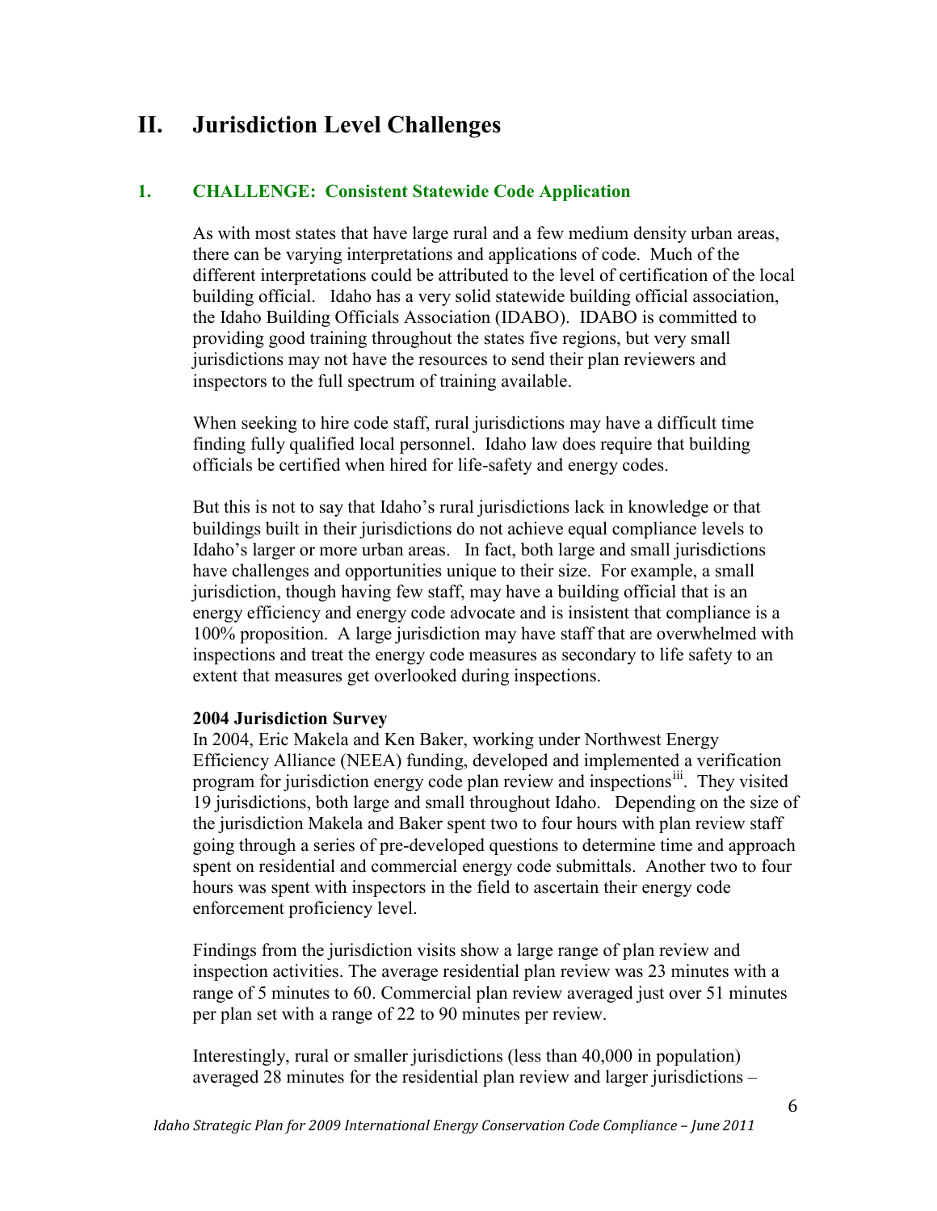# II. Jurisdiction Level Challenges

## 1. CHALLENGE: Consistent Statewide Code Application

As with most states that have large rural and a few medium density urban areas, there can be varying interpretations and applications of code. Much of the different interpretations could be attributed to the level of certification of the local building official. Idaho has a very solid statewide building official association, the Idaho Building Officials Association (IDABO). IDABO is committed to providing good training throughout the states five regions, but very small jurisdictions may not have the resources to send their plan reviewers and inspectors to the full spectrum of training available.

When seeking to hire code staff, rural jurisdictions may have a difficult time finding fully qualified local personnel. Idaho law does require that building officials be certified when hired for life-safety and energy codes.

But this is not to say that Idaho's rural jurisdictions lack in knowledge or that buildings built in their jurisdictions do not achieve equal compliance levels to Idaho's larger or more urban areas. In fact, both large and small jurisdictions have challenges and opportunities unique to their size. For example, a small jurisdiction, though having few staff, may have a building official that is an energy efficiency and energy code advocate and is insistent that compliance is a 100% proposition. A large jurisdiction may have staff that are overwhelmed with inspections and treat the energy code measures as secondary to life safety to an extent that measures get overlooked during inspections.

**2004 Jurisdiction Survey**

In 2004, Eric Makela and Ken Baker, working under Northwest Energy Efficiency Alliance (NEEA) funding, developed and implemented a verification program for jurisdiction energy code plan review and inspections[iii]. They visited 19 jurisdictions, both large and small throughout Idaho. Depending on the size of the jurisdiction Makela and Baker spent two to four hours with plan review staff going through a series of pre-developed questions to determine time and approach spent on residential and commercial energy code submittals. Another two to four hours was spent with inspectors in the field to ascertain their energy code enforcement proficiency level.

Findings from the jurisdiction visits show a large range of plan review and inspection activities. The average residential plan review was 23 minutes with a range of 5 minutes to 60. Commercial plan review averaged just over 51 minutes per plan set with a range of 22 to 90 minutes per review.

Interestingly, rural or smaller jurisdictions (less than 40,000 in population) averaged 28 minutes for the residential plan review and larger jurisdictions –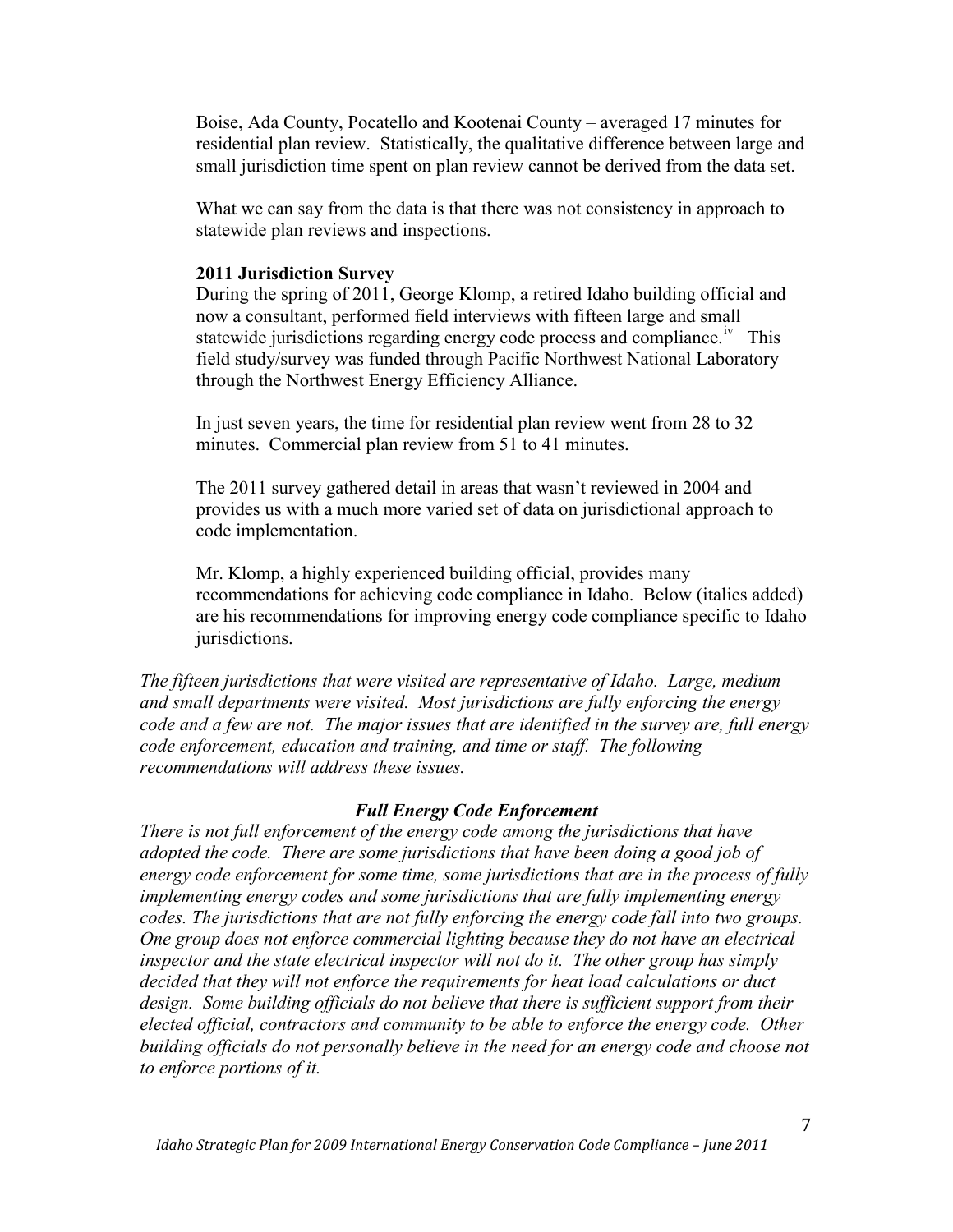Boise, Ada County, Pocatello and Kootenai County – averaged 17 minutes for residential plan review. Statistically, the qualitative difference between large and small jurisdiction time spent on plan review cannot be derived from the data set.

What we can say from the data is that there was not consistency in approach to statewide plan reviews and inspections.

**2011 Jurisdiction Survey**

During the spring of 2011, George Klomp, a retired Idaho building official and now a consultant, performed field interviews with fifteen large and small statewide jurisdictions regarding energy code process and compliance.[iv] This field study/survey was funded through Pacific Northwest National Laboratory through the Northwest Energy Efficiency Alliance.

In just seven years, the time for residential plan review went from 28 to 32 minutes. Commercial plan review from 51 to 41 minutes.

The 2011 survey gathered detail in areas that wasn't reviewed in 2004 and provides us with a much more varied set of data on jurisdictional approach to code implementation.

Mr. Klomp, a highly experienced building official, provides many recommendations for achieving code compliance in Idaho. Below (italics added) are his recommendations for improving energy code compliance specific to Idaho jurisdictions.

*The fifteen jurisdictions that were visited are representative of Idaho. Large, medium and small departments were visited. Most jurisdictions are fully enforcing the energy code and a few are not. The major issues that are identified in the survey are, full energy code enforcement, education and training, and time or staff. The following recommendations will address these issues.*

***Full Energy Code Enforcement***

*There is not full enforcement of the energy code among the jurisdictions that have adopted the code. There are some jurisdictions that have been doing a good job of energy code enforcement for some time, some jurisdictions that are in the process of fully implementing energy codes and some jurisdictions that are fully implementing energy codes. The jurisdictions that are not fully enforcing the energy code fall into two groups. One group does not enforce commercial lighting because they do not have an electrical inspector and the state electrical inspector will not do it. The other group has simply decided that they will not enforce the requirements for heat load calculations or duct design. Some building officials do not believe that there is sufficient support from their elected official, contractors and community to be able to enforce the energy code. Other building officials do not personally believe in the need for an energy code and choose not to enforce portions of it.*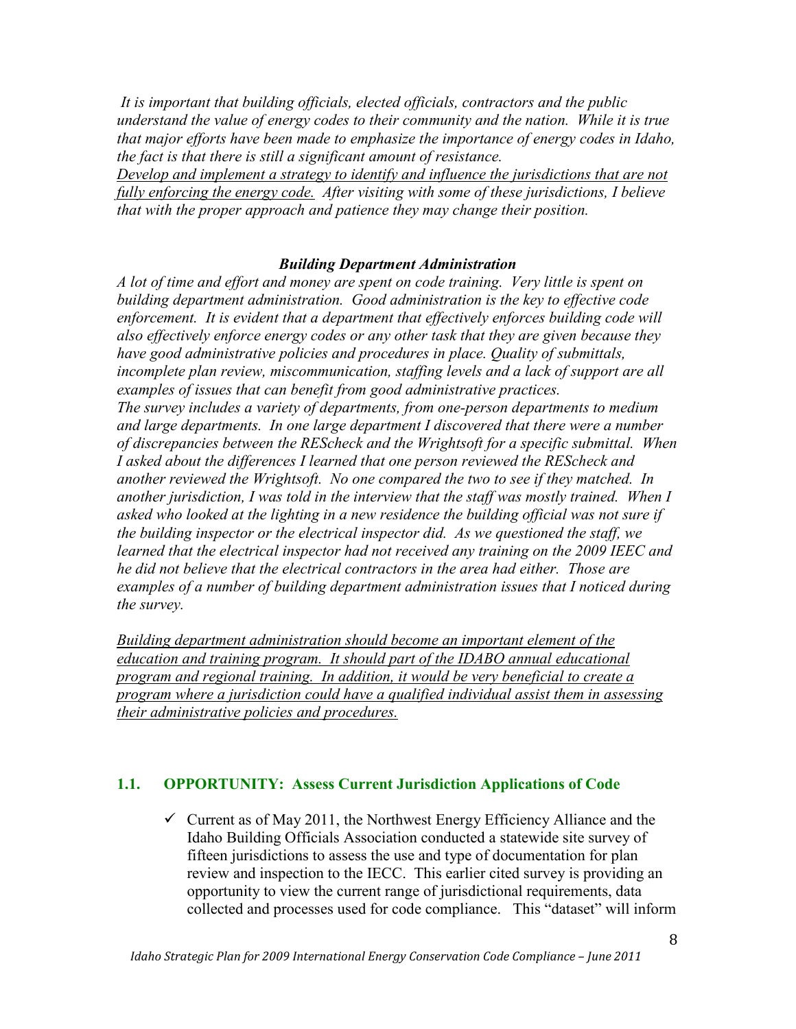*It is important that building officials, elected officials, contractors and the public understand the value of energy codes to their community and the nation. While it is true that major efforts have been made to emphasize the importance of energy codes in Idaho, the fact is that there is still a significant amount of resistance.*

*<u>Develop and implement a strategy to identify and influence the jurisdictions that are not fully enforcing the energy code.</u> After visiting with some of these jurisdictions, I believe that with the proper approach and patience they may change their position.*

***Building Department Administration***

*A lot of time and effort and money are spent on code training. Very little is spent on building department administration. Good administration is the key to effective code enforcement. It is evident that a department that effectively enforces building code will also effectively enforce energy codes or any other task that they are given because they have good administrative policies and procedures in place. Quality of submittals, incomplete plan review, miscommunication, staffing levels and a lack of support are all examples of issues that can benefit from good administrative practices.*

*The survey includes a variety of departments, from one-person departments to medium and large departments. In one large department I discovered that there were a number of discrepancies between the REScheck and the Wrightsoft for a specific submittal. When I asked about the differences I learned that one person reviewed the REScheck and another reviewed the Wrightsoft. No one compared the two to see if they matched. In another jurisdiction, I was told in the interview that the staff was mostly trained. When I asked who looked at the lighting in a new residence the building official was not sure if the building inspector or the electrical inspector did. As we questioned the staff, we learned that the electrical inspector had not received any training on the 2009 IEEC and he did not believe that the electrical contractors in the area had either. Those are examples of a number of building department administration issues that I noticed during the survey.*

*<u>Building department administration should become an important element of the education and training program. It should part of the IDABO annual educational program and regional training. In addition, it would be very beneficial to create a program where a jurisdiction could have a qualified individual assist them in assessing their administrative policies and procedures.</u>*

### 1.1. OPPORTUNITY: Assess Current Jurisdiction Applications of Code

- ✓ Current as of May 2011, the Northwest Energy Efficiency Alliance and the Idaho Building Officials Association conducted a statewide site survey of fifteen jurisdictions to assess the use and type of documentation for plan review and inspection to the IECC. This earlier cited survey is providing an opportunity to view the current range of jurisdictional requirements, data collected and processes used for code compliance. This "dataset" will inform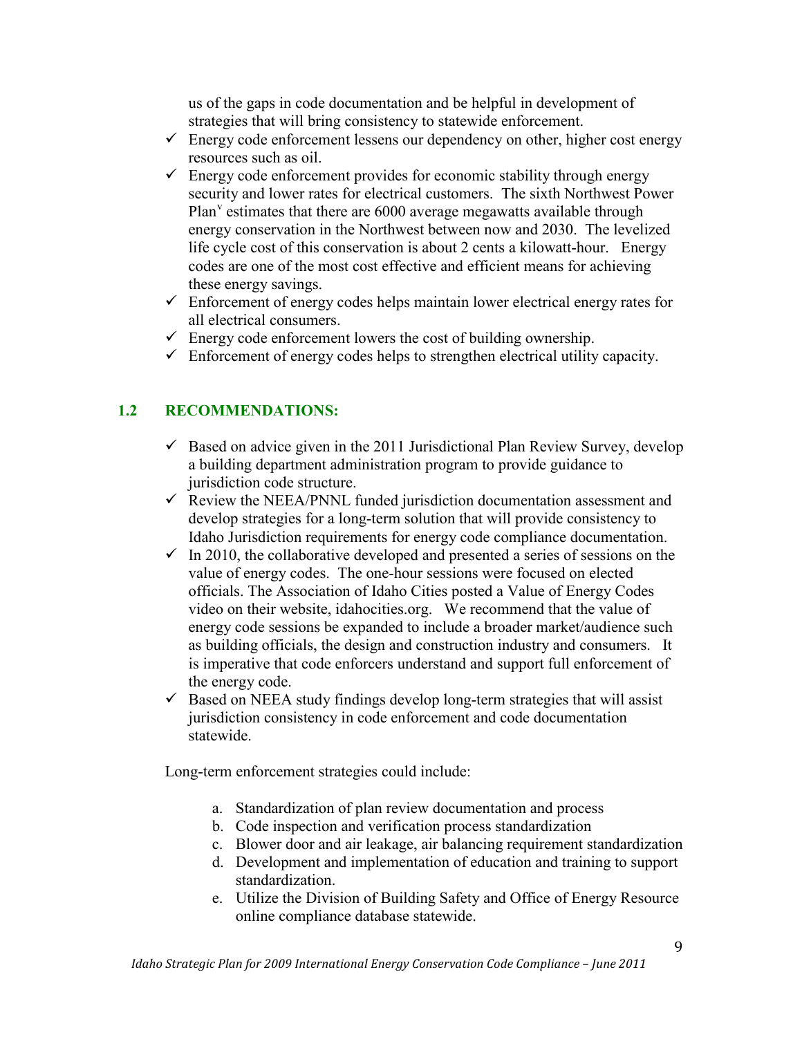us of the gaps in code documentation and be helpful in development of strategies that will bring consistency to statewide enforcement.

- ✓ Energy code enforcement lessens our dependency on other, higher cost energy resources such as oil.
- ✓ Energy code enforcement provides for economic stability through energy security and lower rates for electrical customers. The sixth Northwest Power Plan[v] estimates that there are 6000 average megawatts available through energy conservation in the Northwest between now and 2030. The levelized life cycle cost of this conservation is about 2 cents a kilowatt-hour. Energy codes are one of the most cost effective and efficient means for achieving these energy savings.
- ✓ Enforcement of energy codes helps maintain lower electrical energy rates for all electrical consumers.
- ✓ Energy code enforcement lowers the cost of building ownership.
- ✓ Enforcement of energy codes helps to strengthen electrical utility capacity.

## 1.2 RECOMMENDATIONS:

- ✓ Based on advice given in the 2011 Jurisdictional Plan Review Survey, develop a building department administration program to provide guidance to jurisdiction code structure.
- ✓ Review the NEEA/PNNL funded jurisdiction documentation assessment and develop strategies for a long-term solution that will provide consistency to Idaho Jurisdiction requirements for energy code compliance documentation.
- ✓ In 2010, the collaborative developed and presented a series of sessions on the value of energy codes. The one-hour sessions were focused on elected officials. The Association of Idaho Cities posted a Value of Energy Codes video on their website, idahocities.org. We recommend that the value of energy code sessions be expanded to include a broader market/audience such as building officials, the design and construction industry and consumers. It is imperative that code enforcers understand and support full enforcement of the energy code.
- ✓ Based on NEEA study findings develop long-term strategies that will assist jurisdiction consistency in code enforcement and code documentation statewide.

Long-term enforcement strategies could include:

a. Standardization of plan review documentation and process
b. Code inspection and verification process standardization
c. Blower door and air leakage, air balancing requirement standardization
d. Development and implementation of education and training to support standardization.
e. Utilize the Division of Building Safety and Office of Energy Resource online compliance database statewide.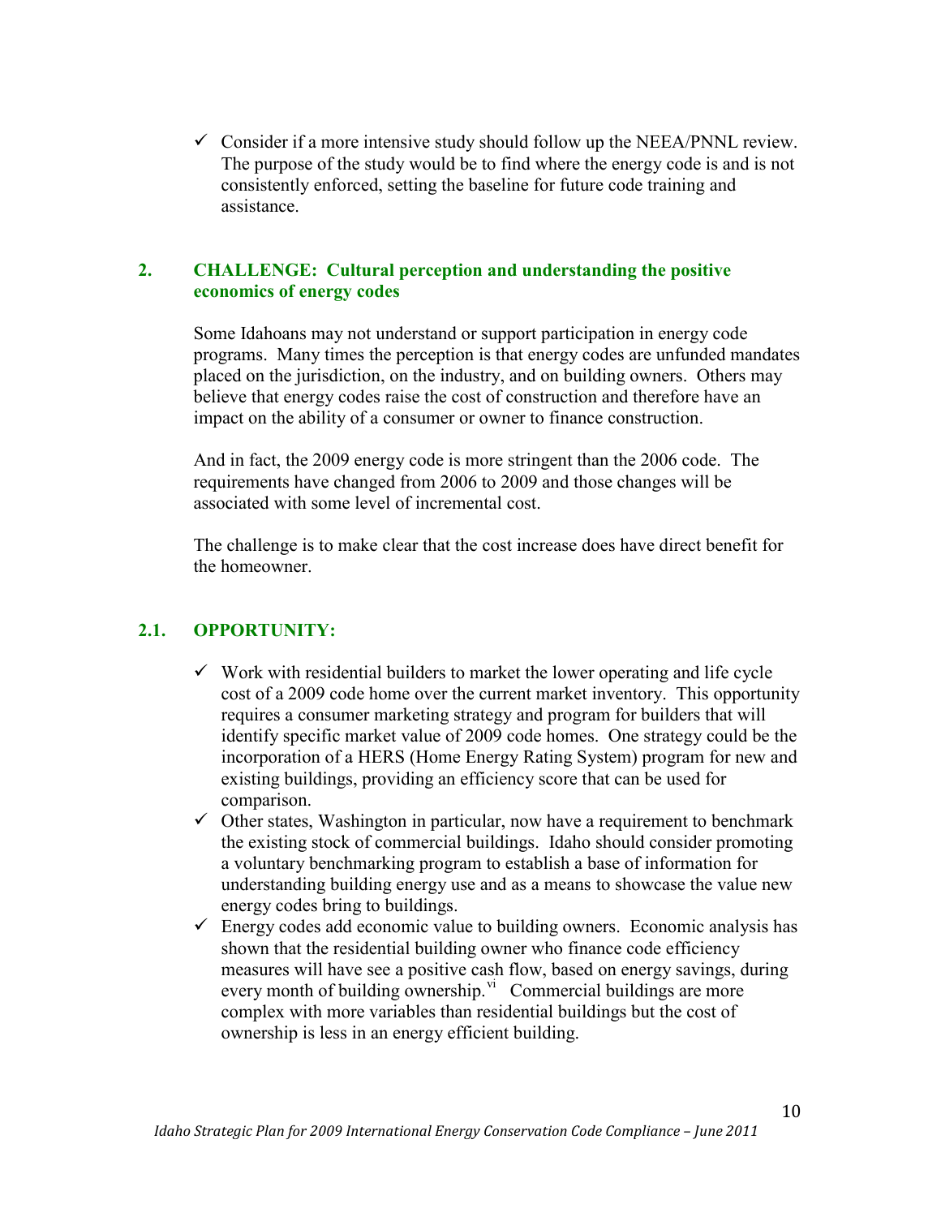- ✓ Consider if a more intensive study should follow up the NEEA/PNNL review. The purpose of the study would be to find where the energy code is and is not consistently enforced, setting the baseline for future code training and assistance.

## 2. CHALLENGE: Cultural perception and understanding the positive economics of energy codes

Some Idahoans may not understand or support participation in energy code programs. Many times the perception is that energy codes are unfunded mandates placed on the jurisdiction, on the industry, and on building owners. Others may believe that energy codes raise the cost of construction and therefore have an impact on the ability of a consumer or owner to finance construction.

And in fact, the 2009 energy code is more stringent than the 2006 code. The requirements have changed from 2006 to 2009 and those changes will be associated with some level of incremental cost.

The challenge is to make clear that the cost increase does have direct benefit for the homeowner.

## 2.1. OPPORTUNITY:

- ✓ Work with residential builders to market the lower operating and life cycle cost of a 2009 code home over the current market inventory. This opportunity requires a consumer marketing strategy and program for builders that will identify specific market value of 2009 code homes. One strategy could be the incorporation of a HERS (Home Energy Rating System) program for new and existing buildings, providing an efficiency score that can be used for comparison.
- ✓ Other states, Washington in particular, now have a requirement to benchmark the existing stock of commercial buildings. Idaho should consider promoting a voluntary benchmarking program to establish a base of information for understanding building energy use and as a means to showcase the value new energy codes bring to buildings.
- ✓ Energy codes add economic value to building owners. Economic analysis has shown that the residential building owner who finance code efficiency measures will have see a positive cash flow, based on energy savings, during every month of building ownership.[vi] Commercial buildings are more complex with more variables than residential buildings but the cost of ownership is less in an energy efficient building.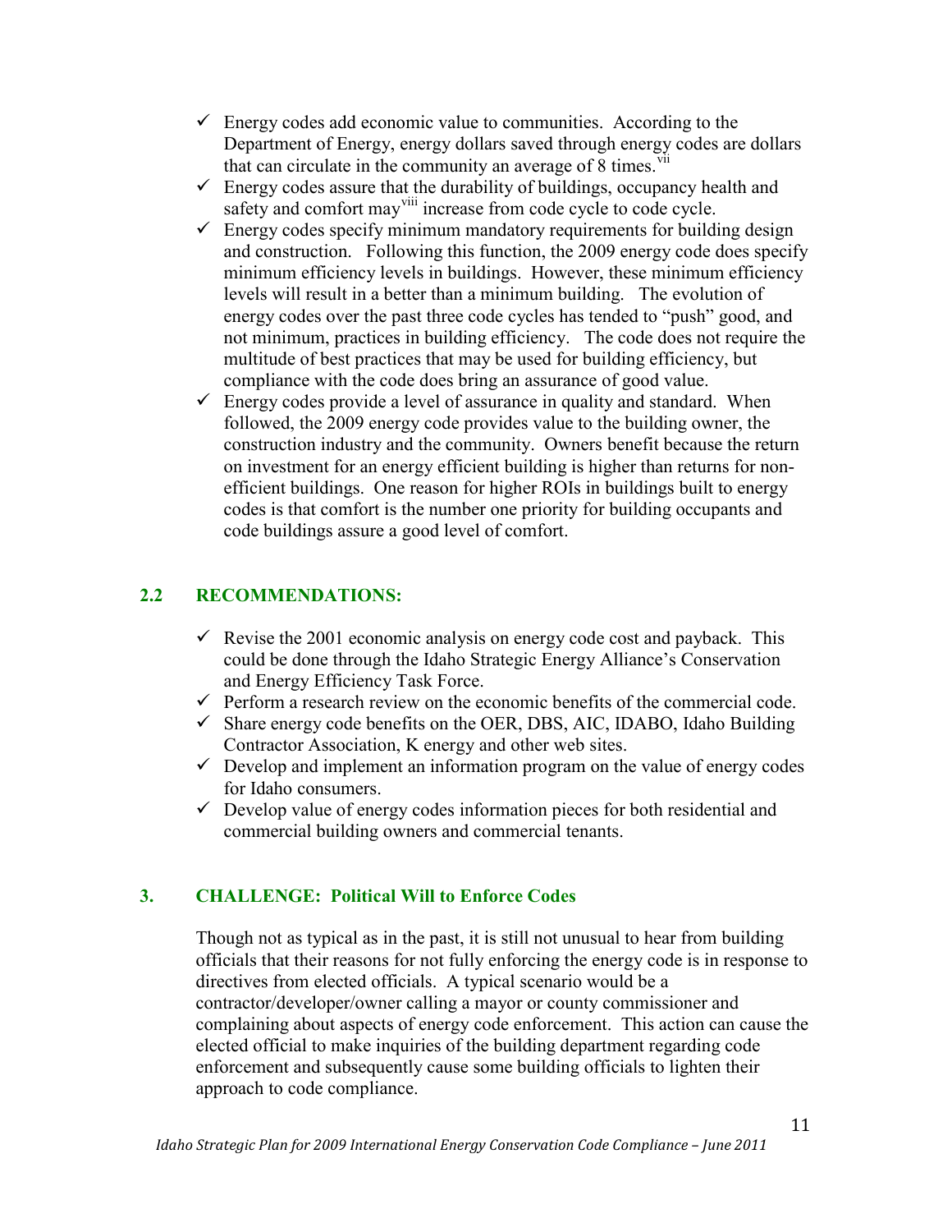- ✓ Energy codes add economic value to communities. According to the Department of Energy, energy dollars saved through energy codes are dollars that can circulate in the community an average of 8 times.[vii]
- ✓ Energy codes assure that the durability of buildings, occupancy health and safety and comfort may[viii] increase from code cycle to code cycle.
- ✓ Energy codes specify minimum mandatory requirements for building design and construction. Following this function, the 2009 energy code does specify minimum efficiency levels in buildings. However, these minimum efficiency levels will result in a better than a minimum building. The evolution of energy codes over the past three code cycles has tended to "push" good, and not minimum, practices in building efficiency. The code does not require the multitude of best practices that may be used for building efficiency, but compliance with the code does bring an assurance of good value.
- ✓ Energy codes provide a level of assurance in quality and standard. When followed, the 2009 energy code provides value to the building owner, the construction industry and the community. Owners benefit because the return on investment for an energy efficient building is higher than returns for non-efficient buildings. One reason for higher ROIs in buildings built to energy codes is that comfort is the number one priority for building occupants and code buildings assure a good level of comfort.

## 2.2 RECOMMENDATIONS:

- ✓ Revise the 2001 economic analysis on energy code cost and payback. This could be done through the Idaho Strategic Energy Alliance's Conservation and Energy Efficiency Task Force.
- ✓ Perform a research review on the economic benefits of the commercial code.
- ✓ Share energy code benefits on the OER, DBS, AIC, IDABO, Idaho Building Contractor Association, K energy and other web sites.
- ✓ Develop and implement an information program on the value of energy codes for Idaho consumers.
- ✓ Develop value of energy codes information pieces for both residential and commercial building owners and commercial tenants.

## 3. CHALLENGE: Political Will to Enforce Codes

Though not as typical as in the past, it is still not unusual to hear from building officials that their reasons for not fully enforcing the energy code is in response to directives from elected officials. A typical scenario would be a contractor/developer/owner calling a mayor or county commissioner and complaining about aspects of energy code enforcement. This action can cause the elected official to make inquiries of the building department regarding code enforcement and subsequently cause some building officials to lighten their approach to code compliance.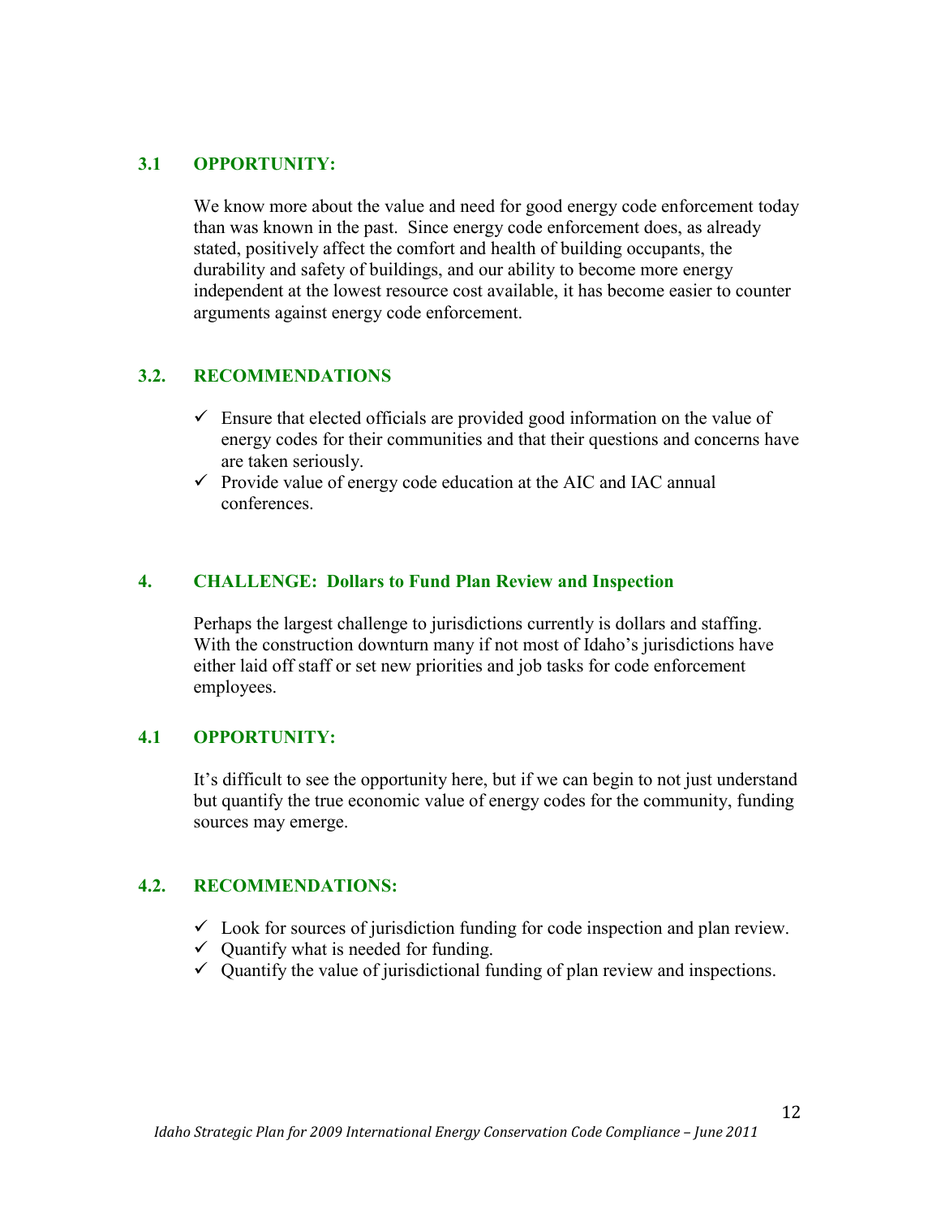### 3.1 OPPORTUNITY:

We know more about the value and need for good energy code enforcement today than was known in the past. Since energy code enforcement does, as already stated, positively affect the comfort and health of building occupants, the durability and safety of buildings, and our ability to become more energy independent at the lowest resource cost available, it has become easier to counter arguments against energy code enforcement.

### 3.2. RECOMMENDATIONS

- ✓ Ensure that elected officials are provided good information on the value of energy codes for their communities and that their questions and concerns have are taken seriously.
- ✓ Provide value of energy code education at the AIC and IAC annual conferences.

## 4. CHALLENGE: Dollars to Fund Plan Review and Inspection

Perhaps the largest challenge to jurisdictions currently is dollars and staffing. With the construction downturn many if not most of Idaho's jurisdictions have either laid off staff or set new priorities and job tasks for code enforcement employees.

### 4.1 OPPORTUNITY:

It's difficult to see the opportunity here, but if we can begin to not just understand but quantify the true economic value of energy codes for the community, funding sources may emerge.

### 4.2. RECOMMENDATIONS:

- ✓ Look for sources of jurisdiction funding for code inspection and plan review.
- ✓ Quantify what is needed for funding.
- ✓ Quantify the value of jurisdictional funding of plan review and inspections.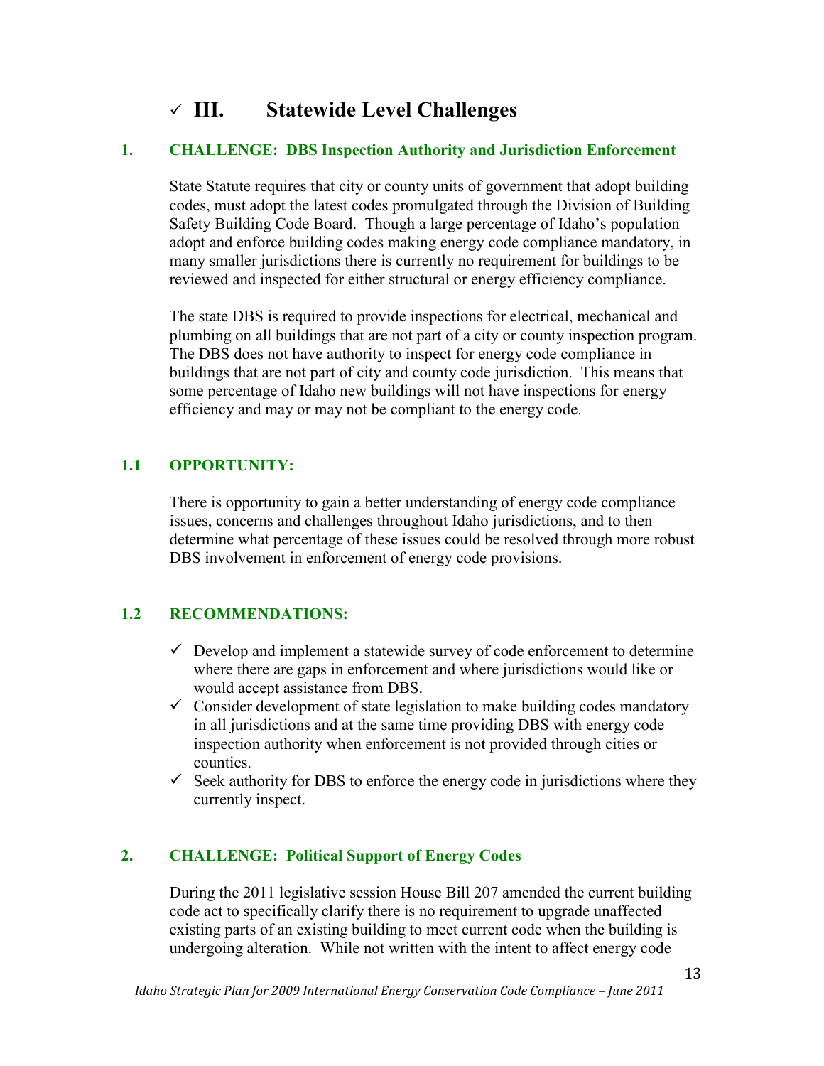## ✓ III. Statewide Level Challenges

### 1. CHALLENGE: DBS Inspection Authority and Jurisdiction Enforcement

State Statute requires that city or county units of government that adopt building codes, must adopt the latest codes promulgated through the Division of Building Safety Building Code Board. Though a large percentage of Idaho's population adopt and enforce building codes making energy code compliance mandatory, in many smaller jurisdictions there is currently no requirement for buildings to be reviewed and inspected for either structural or energy efficiency compliance.

The state DBS is required to provide inspections for electrical, mechanical and plumbing on all buildings that are not part of a city or county inspection program. The DBS does not have authority to inspect for energy code compliance in buildings that are not part of city and county code jurisdiction. This means that some percentage of Idaho new buildings will not have inspections for energy efficiency and may or may not be compliant to the energy code.

### 1.1 OPPORTUNITY:

There is opportunity to gain a better understanding of energy code compliance issues, concerns and challenges throughout Idaho jurisdictions, and to then determine what percentage of these issues could be resolved through more robust DBS involvement in enforcement of energy code provisions.

### 1.2 RECOMMENDATIONS:

- ✓ Develop and implement a statewide survey of code enforcement to determine where there are gaps in enforcement and where jurisdictions would like or would accept assistance from DBS.
- ✓ Consider development of state legislation to make building codes mandatory in all jurisdictions and at the same time providing DBS with energy code inspection authority when enforcement is not provided through cities or counties.
- ✓ Seek authority for DBS to enforce the energy code in jurisdictions where they currently inspect.

### 2. CHALLENGE: Political Support of Energy Codes

During the 2011 legislative session House Bill 207 amended the current building code act to specifically clarify there is no requirement to upgrade unaffected existing parts of an existing building to meet current code when the building is undergoing alteration. While not written with the intent to affect energy code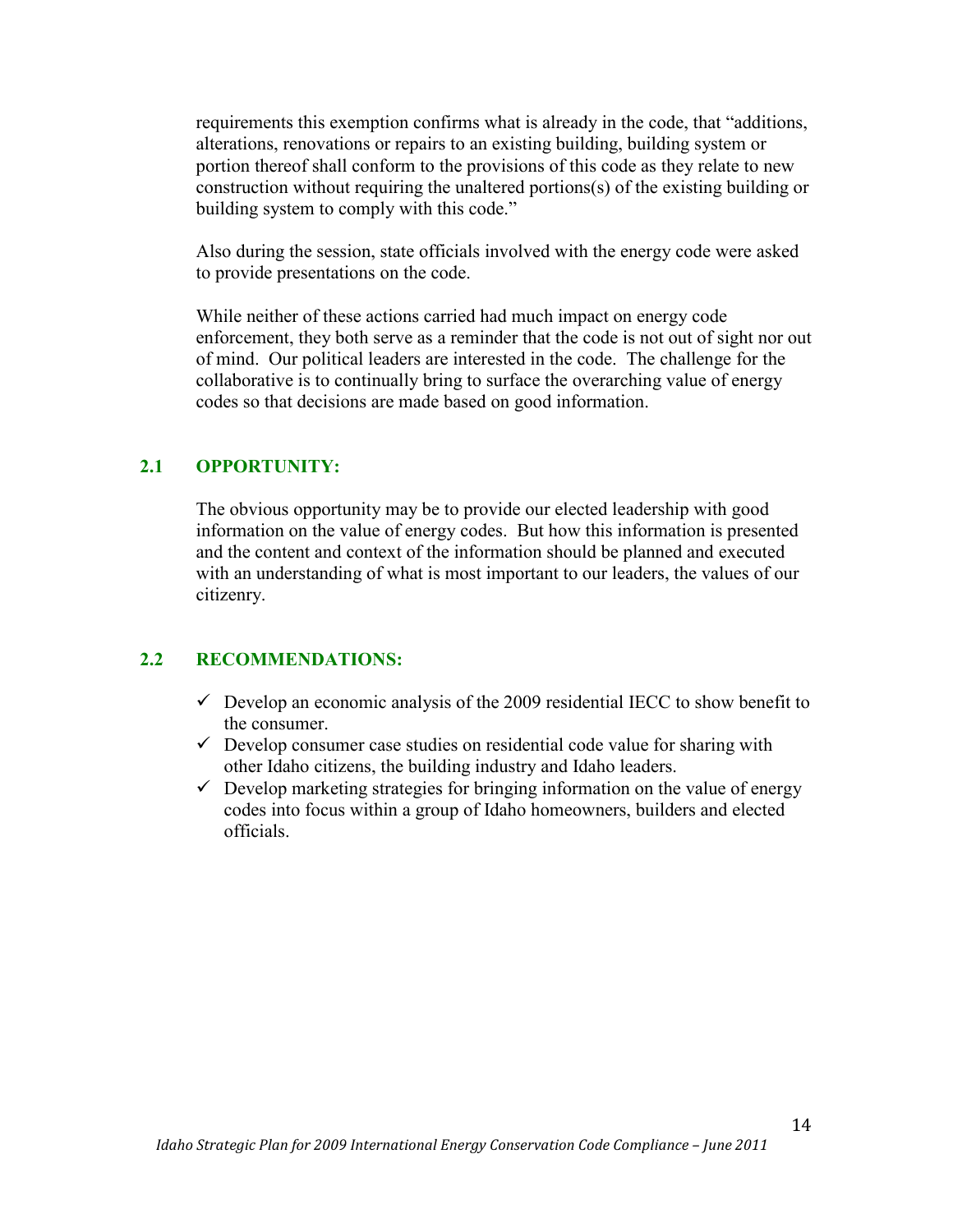requirements this exemption confirms what is already in the code, that "additions, alterations, renovations or repairs to an existing building, building system or portion thereof shall conform to the provisions of this code as they relate to new construction without requiring the unaltered portions(s) of the existing building or building system to comply with this code."

Also during the session, state officials involved with the energy code were asked to provide presentations on the code.

While neither of these actions carried had much impact on energy code enforcement, they both serve as a reminder that the code is not out of sight nor out of mind. Our political leaders are interested in the code. The challenge for the collaborative is to continually bring to surface the overarching value of energy codes so that decisions are made based on good information.

## 2.1 OPPORTUNITY:

The obvious opportunity may be to provide our elected leadership with good information on the value of energy codes. But how this information is presented and the content and context of the information should be planned and executed with an understanding of what is most important to our leaders, the values of our citizenry.

## 2.2 RECOMMENDATIONS:

- ✓ Develop an economic analysis of the 2009 residential IECC to show benefit to the consumer.
- ✓ Develop consumer case studies on residential code value for sharing with other Idaho citizens, the building industry and Idaho leaders.
- ✓ Develop marketing strategies for bringing information on the value of energy codes into focus within a group of Idaho homeowners, builders and elected officials.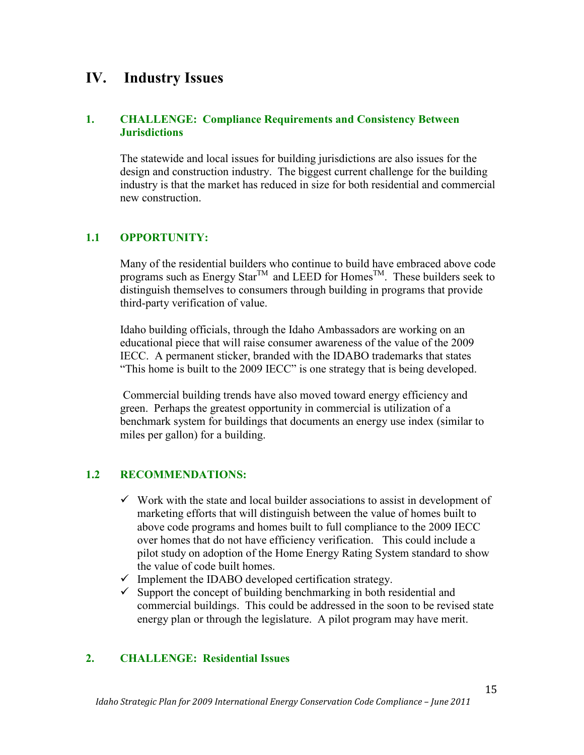# IV. Industry Issues

### 1. CHALLENGE: Compliance Requirements and Consistency Between Jurisdictions

The statewide and local issues for building jurisdictions are also issues for the design and construction industry. The biggest current challenge for the building industry is that the market has reduced in size for both residential and commercial new construction.

### 1.1 OPPORTUNITY:

Many of the residential builders who continue to build have embraced above code programs such as Energy Star™ and LEED for Homes™. These builders seek to distinguish themselves to consumers through building in programs that provide third-party verification of value.

Idaho building officials, through the Idaho Ambassadors are working on an educational piece that will raise consumer awareness of the value of the 2009 IECC. A permanent sticker, branded with the IDABO trademarks that states "This home is built to the 2009 IECC" is one strategy that is being developed.

Commercial building trends have also moved toward energy efficiency and green. Perhaps the greatest opportunity in commercial is utilization of a benchmark system for buildings that documents an energy use index (similar to miles per gallon) for a building.

### 1.2 RECOMMENDATIONS:

- ✓ Work with the state and local builder associations to assist in development of marketing efforts that will distinguish between the value of homes built to above code programs and homes built to full compliance to the 2009 IECC over homes that do not have efficiency verification. This could include a pilot study on adoption of the Home Energy Rating System standard to show the value of code built homes.
- ✓ Implement the IDABO developed certification strategy.
- ✓ Support the concept of building benchmarking in both residential and commercial buildings. This could be addressed in the soon to be revised state energy plan or through the legislature. A pilot program may have merit.

### 2. CHALLENGE: Residential Issues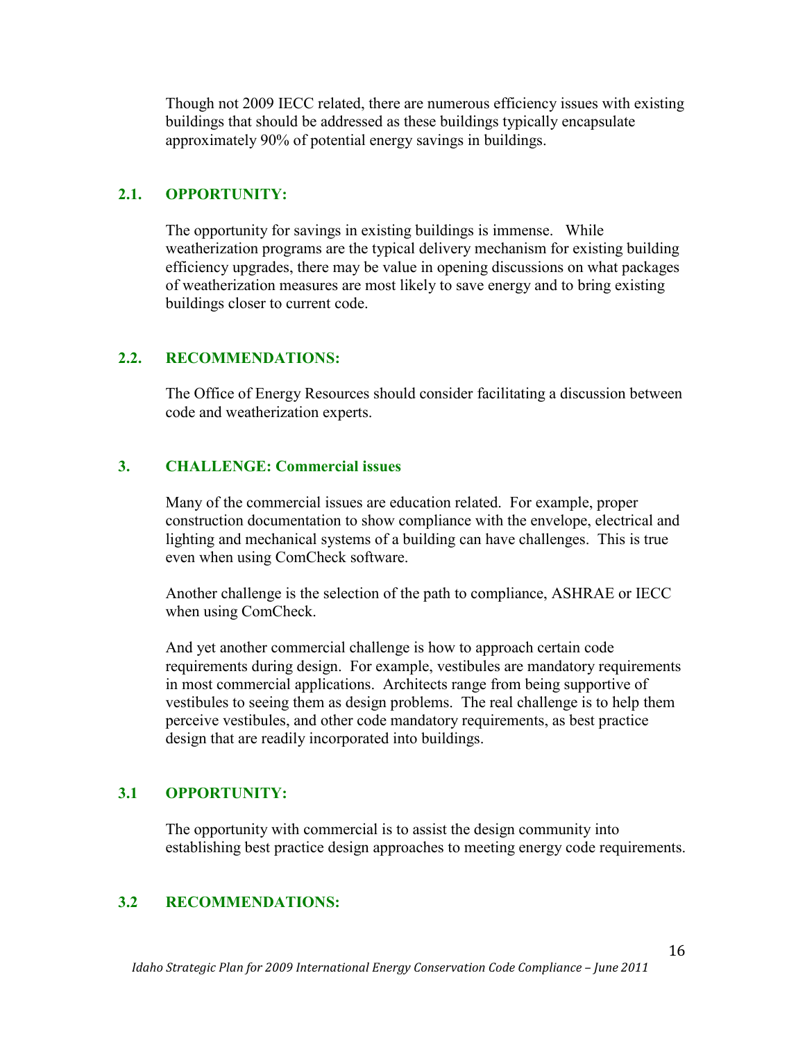Though not 2009 IECC related, there are numerous efficiency issues with existing buildings that should be addressed as these buildings typically encapsulate approximately 90% of potential energy savings in buildings.

### 2.1. OPPORTUNITY:

The opportunity for savings in existing buildings is immense. While weatherization programs are the typical delivery mechanism for existing building efficiency upgrades, there may be value in opening discussions on what packages of weatherization measures are most likely to save energy and to bring existing buildings closer to current code.

### 2.2. RECOMMENDATIONS:

The Office of Energy Resources should consider facilitating a discussion between code and weatherization experts.

## 3. CHALLENGE: Commercial issues

Many of the commercial issues are education related. For example, proper construction documentation to show compliance with the envelope, electrical and lighting and mechanical systems of a building can have challenges. This is true even when using ComCheck software.

Another challenge is the selection of the path to compliance, ASHRAE or IECC when using ComCheck.

And yet another commercial challenge is how to approach certain code requirements during design. For example, vestibules are mandatory requirements in most commercial applications. Architects range from being supportive of vestibules to seeing them as design problems. The real challenge is to help them perceive vestibules, and other code mandatory requirements, as best practice design that are readily incorporated into buildings.

### 3.1 OPPORTUNITY:

The opportunity with commercial is to assist the design community into establishing best practice design approaches to meeting energy code requirements.

### 3.2 RECOMMENDATIONS: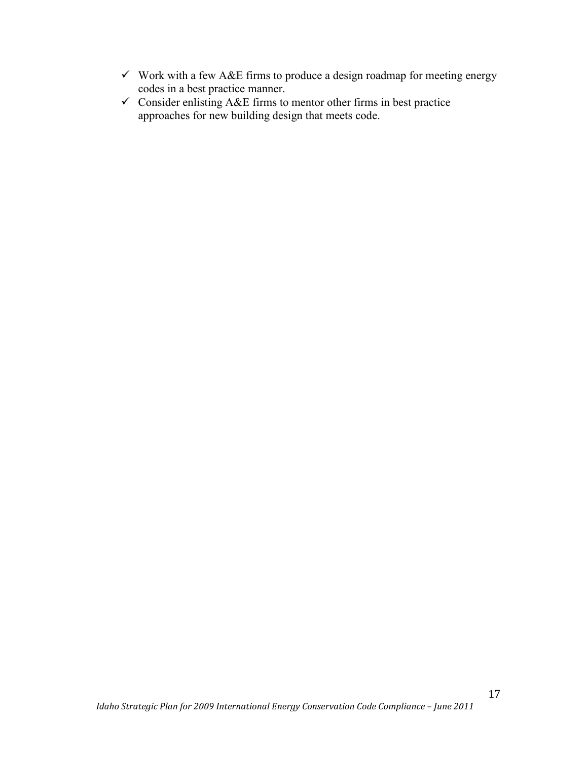- ✓ Work with a few A&E firms to produce a design roadmap for meeting energy codes in a best practice manner.
- ✓ Consider enlisting A&E firms to mentor other firms in best practice approaches for new building design that meets code.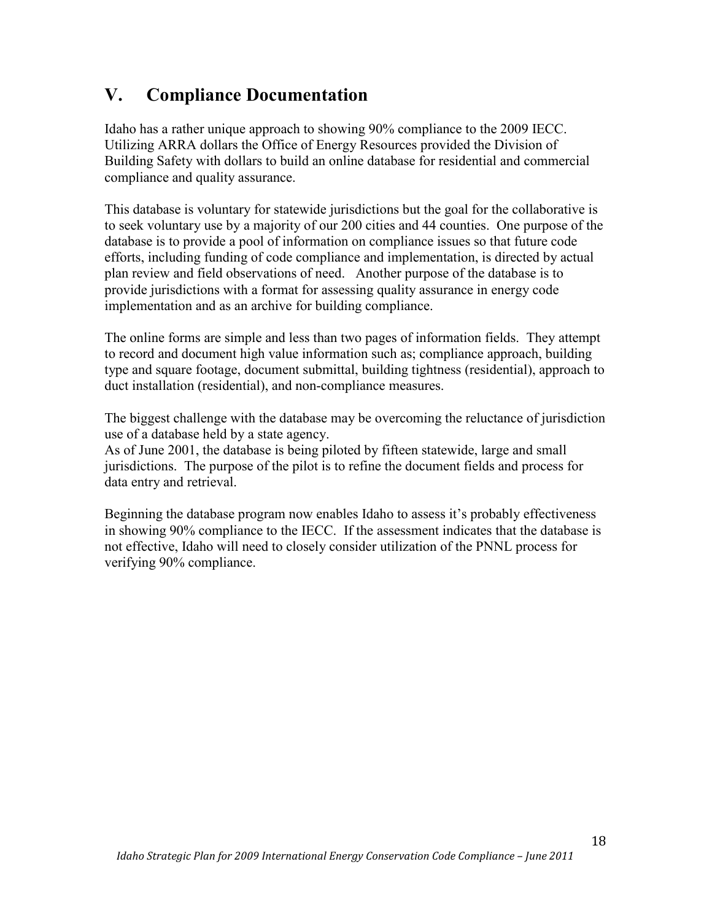## V. Compliance Documentation

Idaho has a rather unique approach to showing 90% compliance to the 2009 IECC. Utilizing ARRA dollars the Office of Energy Resources provided the Division of Building Safety with dollars to build an online database for residential and commercial compliance and quality assurance.

This database is voluntary for statewide jurisdictions but the goal for the collaborative is to seek voluntary use by a majority of our 200 cities and 44 counties. One purpose of the database is to provide a pool of information on compliance issues so that future code efforts, including funding of code compliance and implementation, is directed by actual plan review and field observations of need. Another purpose of the database is to provide jurisdictions with a format for assessing quality assurance in energy code implementation and as an archive for building compliance.

The online forms are simple and less than two pages of information fields. They attempt to record and document high value information such as; compliance approach, building type and square footage, document submittal, building tightness (residential), approach to duct installation (residential), and non-compliance measures.

The biggest challenge with the database may be overcoming the reluctance of jurisdiction use of a database held by a state agency.
As of June 2001, the database is being piloted by fifteen statewide, large and small jurisdictions. The purpose of the pilot is to refine the document fields and process for data entry and retrieval.

Beginning the database program now enables Idaho to assess it's probably effectiveness in showing 90% compliance to the IECC. If the assessment indicates that the database is not effective, Idaho will need to closely consider utilization of the PNNL process for verifying 90% compliance.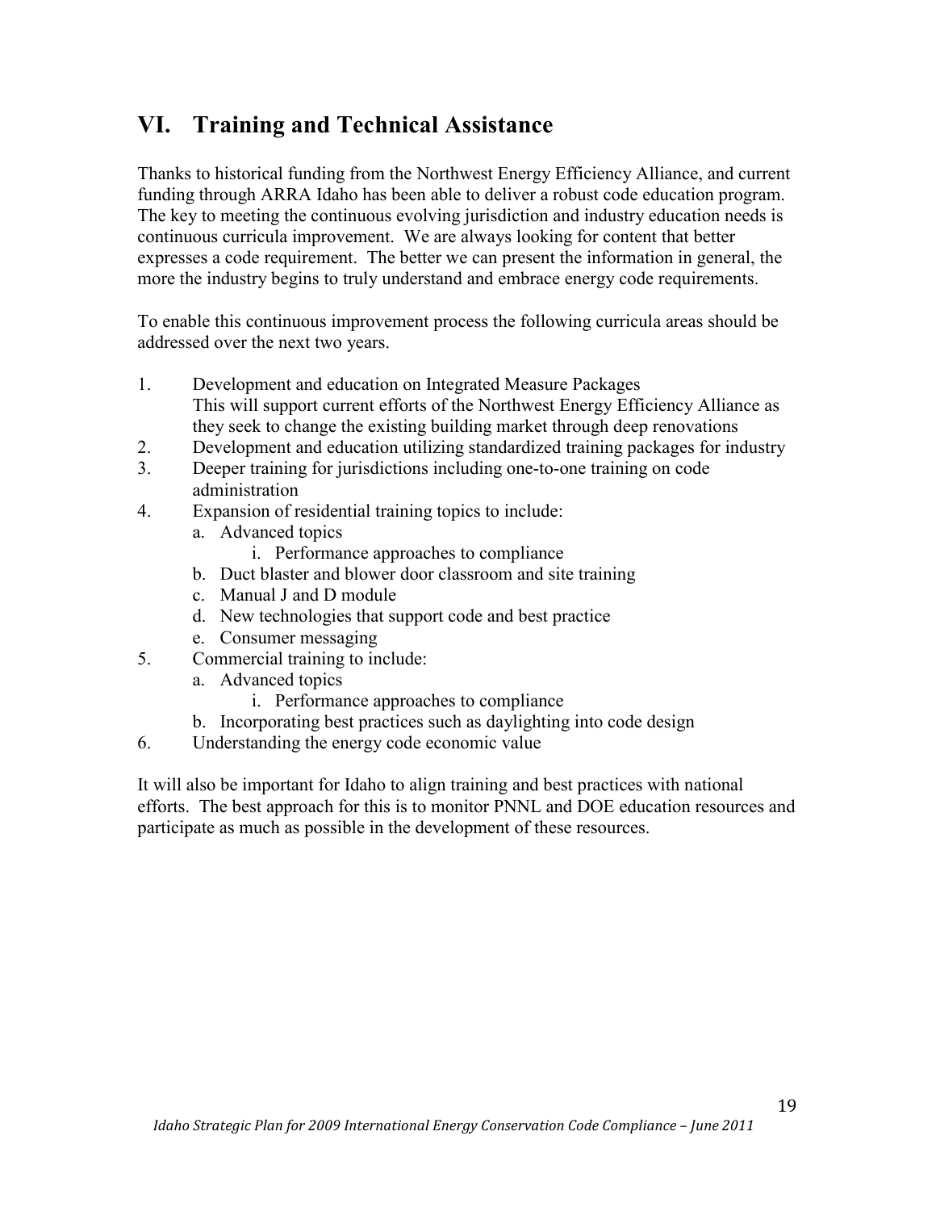## VI. Training and Technical Assistance

Thanks to historical funding from the Northwest Energy Efficiency Alliance, and current funding through ARRA Idaho has been able to deliver a robust code education program. The key to meeting the continuous evolving jurisdiction and industry education needs is continuous curricula improvement. We are always looking for content that better expresses a code requirement. The better we can present the information in general, the more the industry begins to truly understand and embrace energy code requirements.

To enable this continuous improvement process the following curricula areas should be addressed over the next two years.

1. Development and education on Integrated Measure Packages
   This will support current efforts of the Northwest Energy Efficiency Alliance as they seek to change the existing building market through deep renovations
2. Development and education utilizing standardized training packages for industry
3. Deeper training for jurisdictions including one-to-one training on code administration
4. Expansion of residential training topics to include:
   a. Advanced topics
      i. Performance approaches to compliance
   b. Duct blaster and blower door classroom and site training
   c. Manual J and D module
   d. New technologies that support code and best practice
   e. Consumer messaging
5. Commercial training to include:
   a. Advanced topics
      i. Performance approaches to compliance
   b. Incorporating best practices such as daylighting into code design
6. Understanding the energy code economic value

It will also be important for Idaho to align training and best practices with national efforts. The best approach for this is to monitor PNNL and DOE education resources and participate as much as possible in the development of these resources.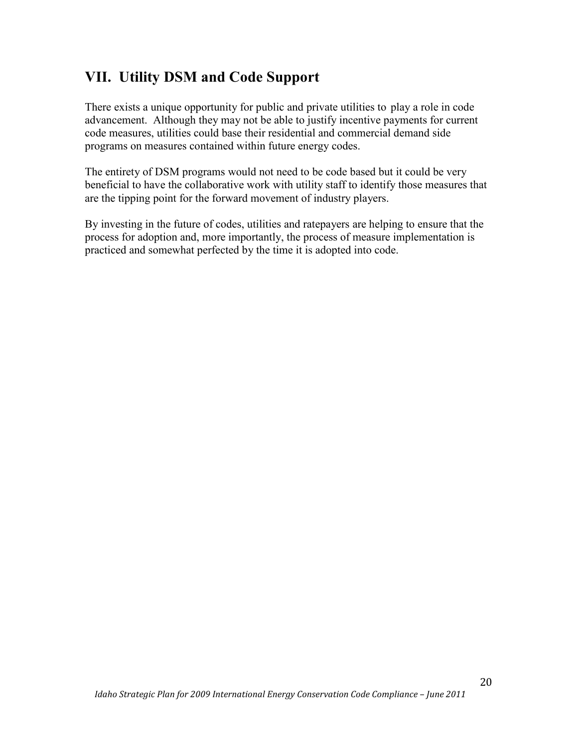## VII. Utility DSM and Code Support

There exists a unique opportunity for public and private utilities to play a role in code advancement. Although they may not be able to justify incentive payments for current code measures, utilities could base their residential and commercial demand side programs on measures contained within future energy codes.

The entirety of DSM programs would not need to be code based but it could be very beneficial to have the collaborative work with utility staff to identify those measures that are the tipping point for the forward movement of industry players.

By investing in the future of codes, utilities and ratepayers are helping to ensure that the process for adoption and, more importantly, the process of measure implementation is practiced and somewhat perfected by the time it is adopted into code.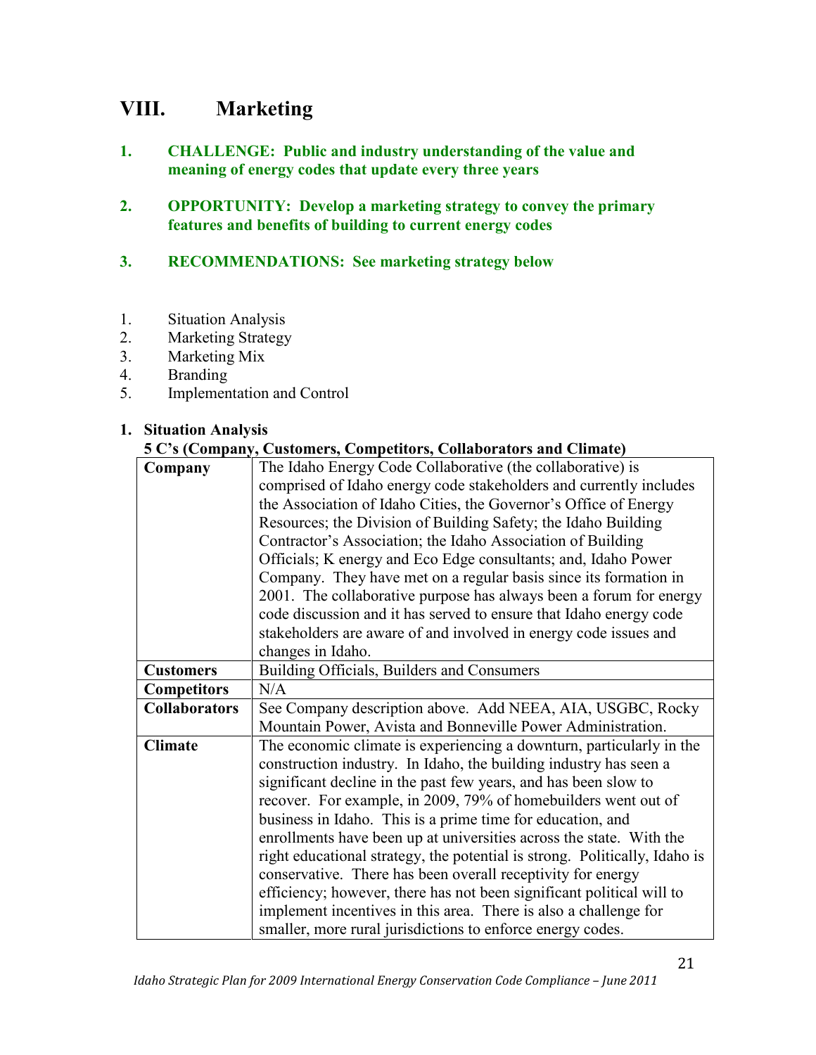# VIII. Marketing

1. **CHALLENGE: Public and industry understanding of the value and meaning of energy codes that update every three years**

2. **OPPORTUNITY: Develop a marketing strategy to convey the primary features and benefits of building to current energy codes**

3. **RECOMMENDATIONS: See marketing strategy below**

1. Situation Analysis
2. Marketing Strategy
3. Marketing Mix
4. Branding
5. Implementation and Control

## 1. Situation Analysis

**5 C's (Company, Customers, Competitors, Collaborators and Climate)**

| | |
|---|---|
| **Company** | The Idaho Energy Code Collaborative (the collaborative) is comprised of Idaho energy code stakeholders and currently includes the Association of Idaho Cities, the Governor's Office of Energy Resources; the Division of Building Safety; the Idaho Building Contractor's Association; the Idaho Association of Building Officials; K energy and Eco Edge consultants; and, Idaho Power Company. They have met on a regular basis since its formation in 2001. The collaborative purpose has always been a forum for energy code discussion and it has served to ensure that Idaho energy code stakeholders are aware of and involved in energy code issues and changes in Idaho. |
| **Customers** | Building Officials, Builders and Consumers |
| **Competitors** | N/A |
| **Collaborators** | See Company description above. Add NEEA, AIA, USGBC, Rocky Mountain Power, Avista and Bonneville Power Administration. |
| **Climate** | The economic climate is experiencing a downturn, particularly in the construction industry. In Idaho, the building industry has seen a significant decline in the past few years, and has been slow to recover. For example, in 2009, 79% of homebuilders went out of business in Idaho. This is a prime time for education, and enrollments have been up at universities across the state. With the right educational strategy, the potential is strong. Politically, Idaho is conservative. There has been overall receptivity for energy efficiency; however, there has not been significant political will to implement incentives in this area. There is also a challenge for smaller, more rural jurisdictions to enforce energy codes. |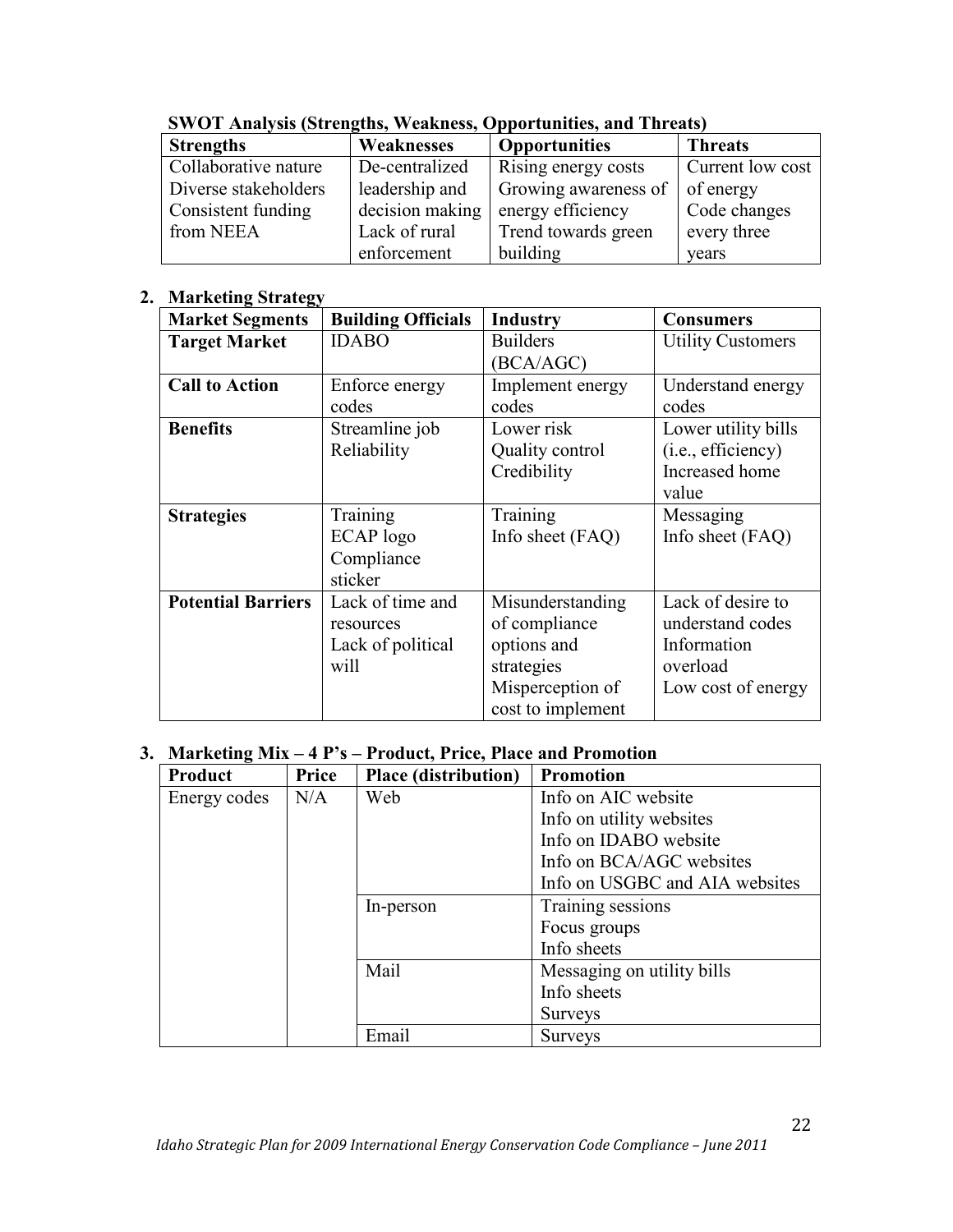**SWOT Analysis (Strengths, Weakness, Opportunities, and Threats)**

| Strengths | Weaknesses | Opportunities | Threats |
|---|---|---|---|
| Collaborative nature<br>Diverse stakeholders<br>Consistent funding from NEEA | De-centralized leadership and decision making<br>Lack of rural enforcement | Rising energy costs<br>Growing awareness of energy efficiency<br>Trend towards green building | Current low cost of energy<br>Code changes every three years |

## 2. Marketing Strategy

| Market Segments | Building Officials | Industry | Consumers |
|---|---|---|---|
| **Target Market** | IDABO | Builders (BCA/AGC) | Utility Customers |
| **Call to Action** | Enforce energy codes | Implement energy codes | Understand energy codes |
| **Benefits** | Streamline job<br>Reliability | Lower risk<br>Quality control<br>Credibility | Lower utility bills (i.e., efficiency)<br>Increased home value |
| **Strategies** | Training<br>ECAP logo<br>Compliance sticker | Training<br>Info sheet (FAQ) | Messaging<br>Info sheet (FAQ) |
| **Potential Barriers** | Lack of time and resources<br>Lack of political will | Misunderstanding of compliance options and strategies<br>Misperception of cost to implement | Lack of desire to understand codes<br>Information overload<br>Low cost of energy |

## 3. Marketing Mix – 4 P's – Product, Price, Place and Promotion

| Product | Price | Place (distribution) | Promotion |
|---|---|---|---|
| Energy codes | N/A | Web | Info on AIC website<br>Info on utility websites<br>Info on IDABO website<br>Info on BCA/AGC websites<br>Info on USGBC and AIA websites |
| | | In-person | Training sessions<br>Focus groups<br>Info sheets |
| | | Mail | Messaging on utility bills<br>Info sheets<br>Surveys |
| | | Email | Surveys |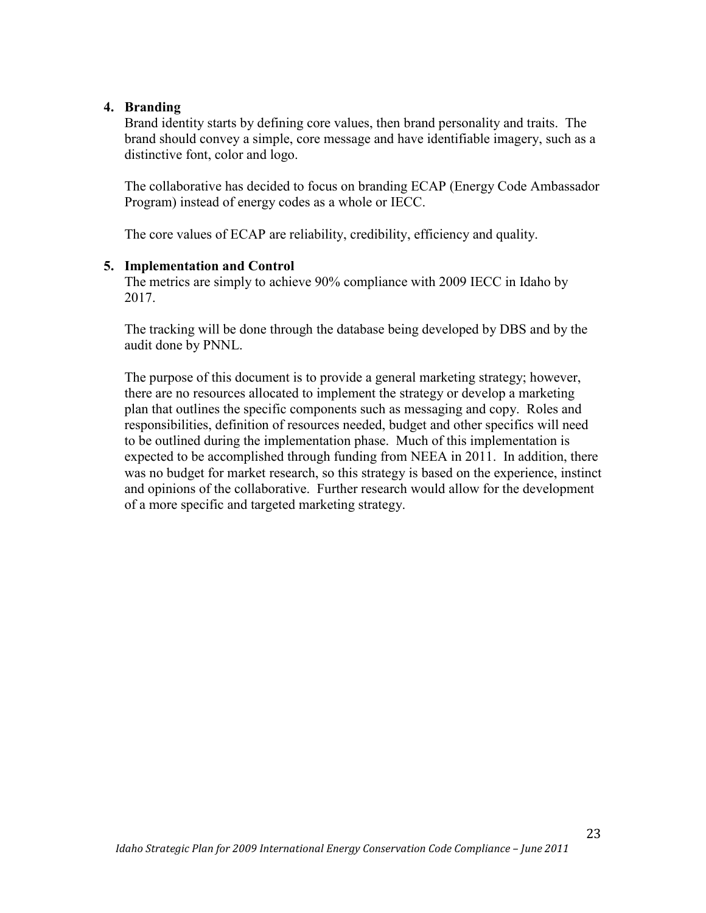4. **Branding**

   Brand identity starts by defining core values, then brand personality and traits. The brand should convey a simple, core message and have identifiable imagery, such as a distinctive font, color and logo.

   The collaborative has decided to focus on branding ECAP (Energy Code Ambassador Program) instead of energy codes as a whole or IECC.

   The core values of ECAP are reliability, credibility, efficiency and quality.

5. **Implementation and Control**

   The metrics are simply to achieve 90% compliance with 2009 IECC in Idaho by 2017.

   The tracking will be done through the database being developed by DBS and by the audit done by PNNL.

   The purpose of this document is to provide a general marketing strategy; however, there are no resources allocated to implement the strategy or develop a marketing plan that outlines the specific components such as messaging and copy. Roles and responsibilities, definition of resources needed, budget and other specifics will need to be outlined during the implementation phase. Much of this implementation is expected to be accomplished through funding from NEEA in 2011. In addition, there was no budget for market research, so this strategy is based on the experience, instinct and opinions of the collaborative. Further research would allow for the development of a more specific and targeted marketing strategy.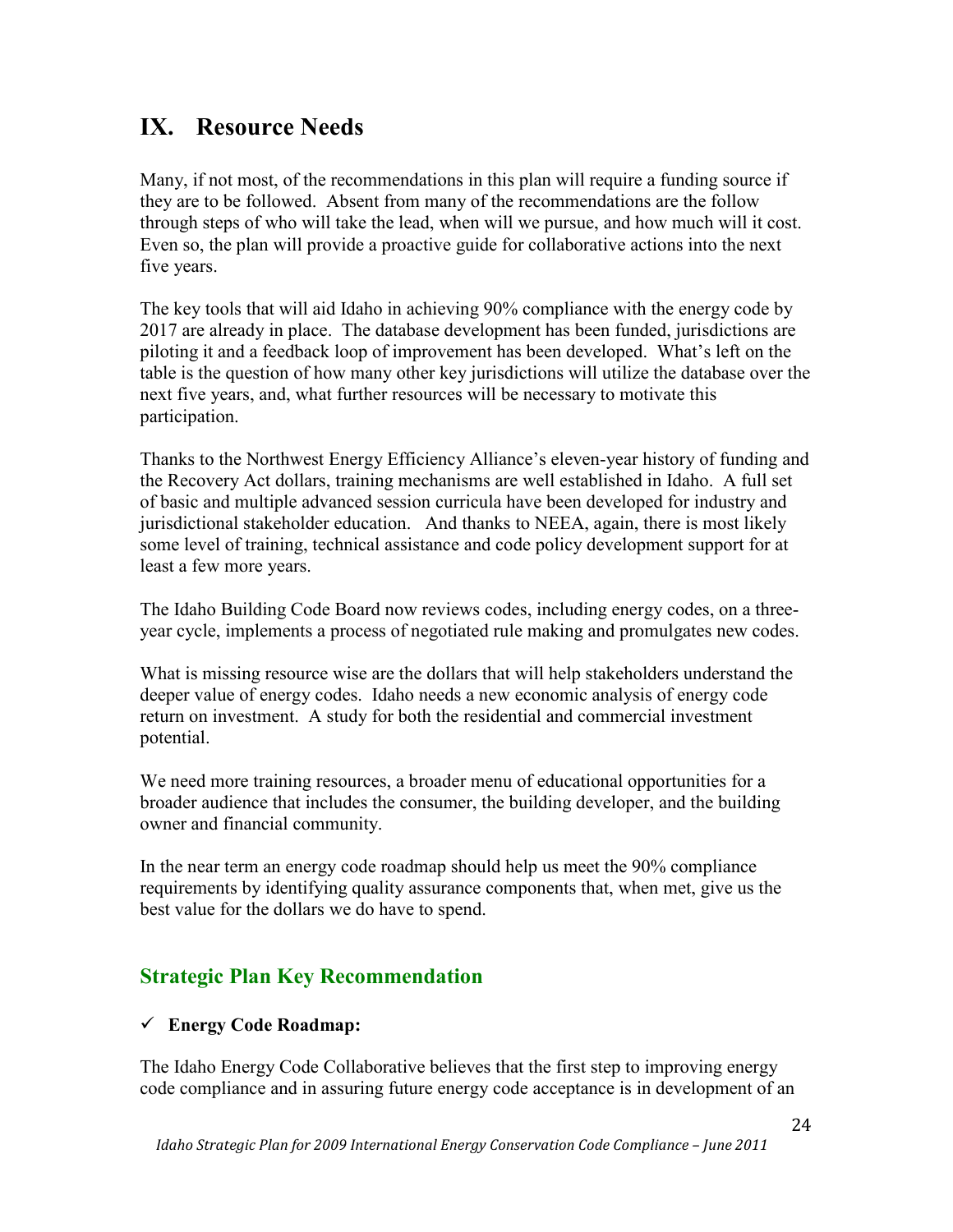# IX. Resource Needs

Many, if not most, of the recommendations in this plan will require a funding source if they are to be followed. Absent from many of the recommendations are the follow through steps of who will take the lead, when will we pursue, and how much will it cost. Even so, the plan will provide a proactive guide for collaborative actions into the next five years.

The key tools that will aid Idaho in achieving 90% compliance with the energy code by 2017 are already in place. The database development has been funded, jurisdictions are piloting it and a feedback loop of improvement has been developed. What's left on the table is the question of how many other key jurisdictions will utilize the database over the next five years, and, what further resources will be necessary to motivate this participation.

Thanks to the Northwest Energy Efficiency Alliance's eleven-year history of funding and the Recovery Act dollars, training mechanisms are well established in Idaho. A full set of basic and multiple advanced session curricula have been developed for industry and jurisdictional stakeholder education. And thanks to NEEA, again, there is most likely some level of training, technical assistance and code policy development support for at least a few more years.

The Idaho Building Code Board now reviews codes, including energy codes, on a three-year cycle, implements a process of negotiated rule making and promulgates new codes.

What is missing resource wise are the dollars that will help stakeholders understand the deeper value of energy codes. Idaho needs a new economic analysis of energy code return on investment. A study for both the residential and commercial investment potential.

We need more training resources, a broader menu of educational opportunities for a broader audience that includes the consumer, the building developer, and the building owner and financial community.

In the near term an energy code roadmap should help us meet the 90% compliance requirements by identifying quality assurance components that, when met, give us the best value for the dollars we do have to spend.

## Strategic Plan Key Recommendation

- ✓ **Energy Code Roadmap:**

The Idaho Energy Code Collaborative believes that the first step to improving energy code compliance and in assuring future energy code acceptance is in development of an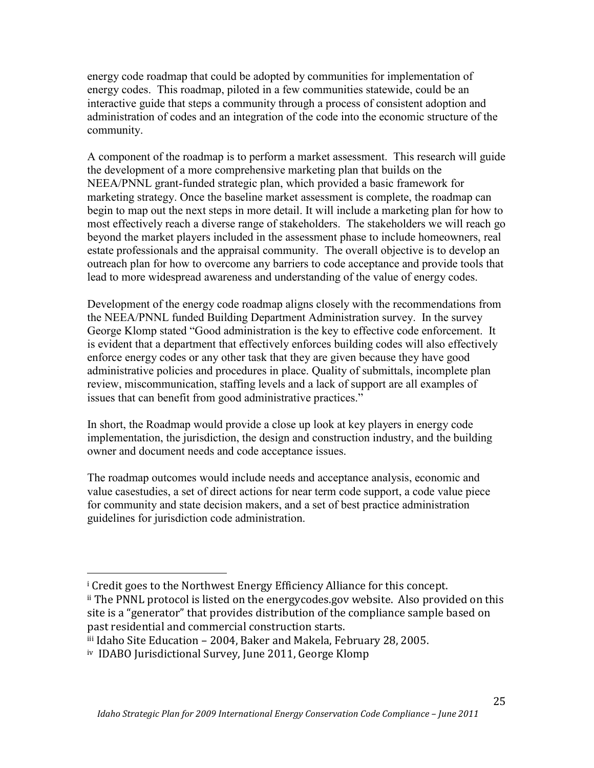energy code roadmap that could be adopted by communities for implementation of energy codes. This roadmap, piloted in a few communities statewide, could be an interactive guide that steps a community through a process of consistent adoption and administration of codes and an integration of the code into the economic structure of the community.

A component of the roadmap is to perform a market assessment. This research will guide the development of a more comprehensive marketing plan that builds on the NEEA/PNNL grant-funded strategic plan, which provided a basic framework for marketing strategy. Once the baseline market assessment is complete, the roadmap can begin to map out the next steps in more detail. It will include a marketing plan for how to most effectively reach a diverse range of stakeholders. The stakeholders we will reach go beyond the market players included in the assessment phase to include homeowners, real estate professionals and the appraisal community. The overall objective is to develop an outreach plan for how to overcome any barriers to code acceptance and provide tools that lead to more widespread awareness and understanding of the value of energy codes.

Development of the energy code roadmap aligns closely with the recommendations from the NEEA/PNNL funded Building Department Administration survey. In the survey George Klomp stated "Good administration is the key to effective code enforcement. It is evident that a department that effectively enforces building codes will also effectively enforce energy codes or any other task that they are given because they have good administrative policies and procedures in place. Quality of submittals, incomplete plan review, miscommunication, staffing levels and a lack of support are all examples of issues that can benefit from good administrative practices."

In short, the Roadmap would provide a close up look at key players in energy code implementation, the jurisdiction, the design and construction industry, and the building owner and document needs and code acceptance issues.

The roadmap outcomes would include needs and acceptance analysis, economic and value casestudies, a set of direct actions for near term code support, a code value piece for community and state decision makers, and a set of best practice administration guidelines for jurisdiction code administration.

---

[i] Credit goes to the Northwest Energy Efficiency Alliance for this concept.

[ii] The PNNL protocol is listed on the energycodes.gov website. Also provided on this site is a "generator" that provides distribution of the compliance sample based on past residential and commercial construction starts.

[iii] Idaho Site Education – 2004, Baker and Makela, February 28, 2005.

[iv] IDABO Jurisdictional Survey, June 2011, George Klomp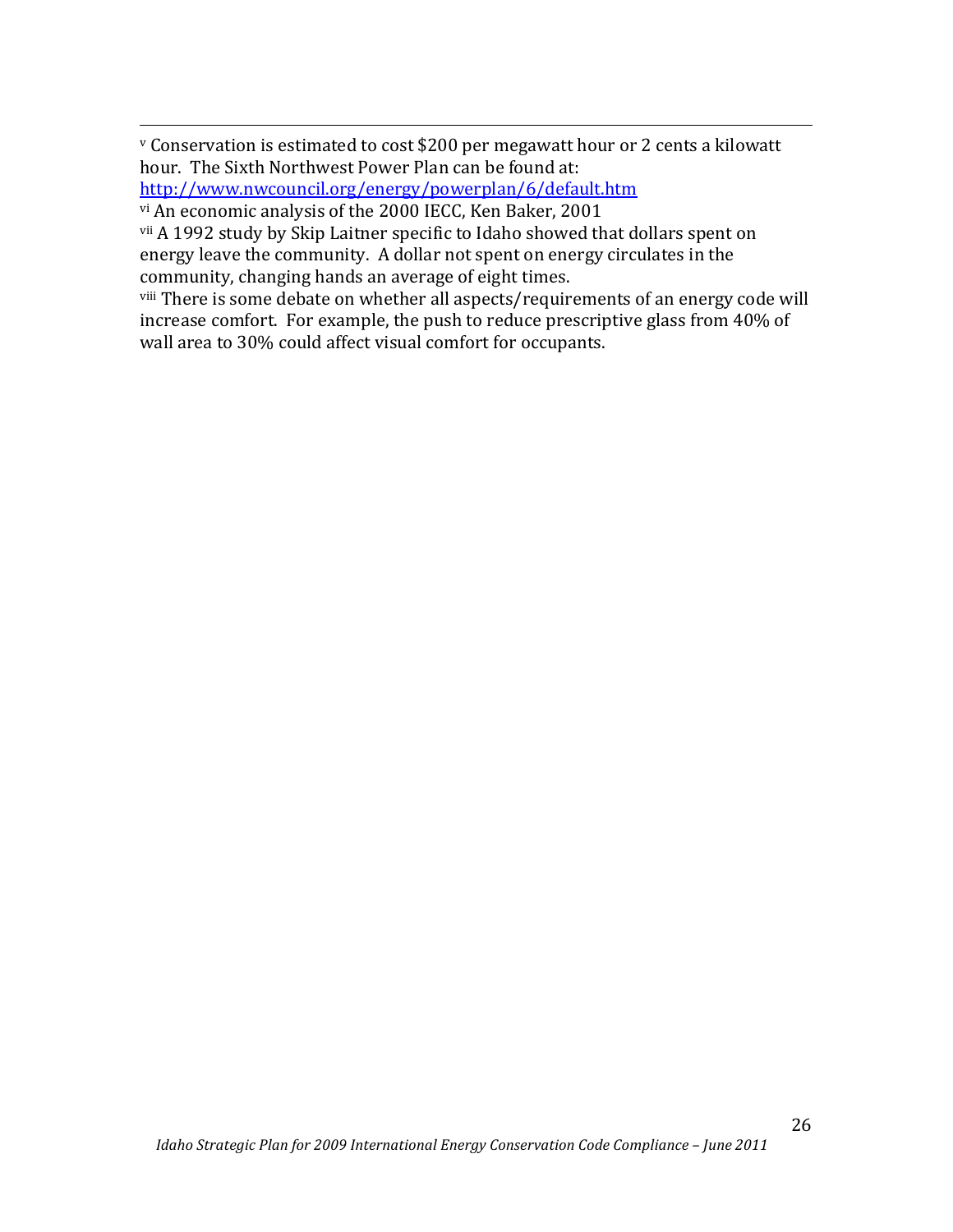[v] Conservation is estimated to cost $200 per megawatt hour or 2 cents a kilowatt hour. The Sixth Northwest Power Plan can be found at: [http://www.nwcouncil.org/energy/powerplan/6/default.htm](http://www.nwcouncil.org/energy/powerplan/6/default.htm)

[vi] An economic analysis of the 2000 IECC, Ken Baker, 2001

[vii] A 1992 study by Skip Laitner specific to Idaho showed that dollars spent on energy leave the community. A dollar not spent on energy circulates in the community, changing hands an average of eight times.

[viii] There is some debate on whether all aspects/requirements of an energy code will increase comfort. For example, the push to reduce prescriptive glass from 40% of wall area to 30% could affect visual comfort for occupants.